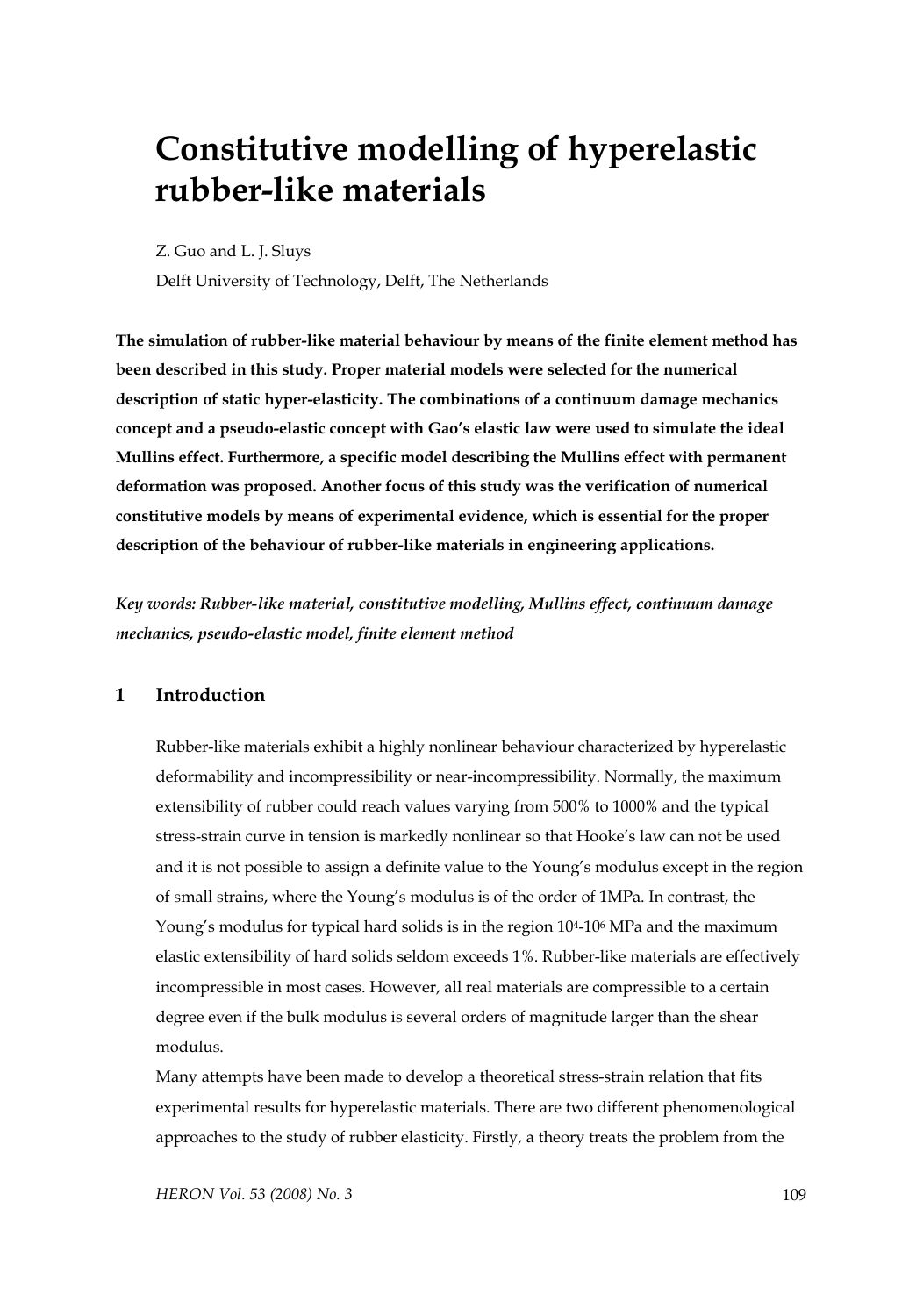# Constitutive modelling of hyperelastic rubber-like materials

Z. Guo and L. J. Sluys

Delft University of Technology, Delft, The Netherlands

**The simulation of rubber-like material behaviour by means of the finite element method has been described in this study. Proper material models were selected for the numerical description of static hyper-elasticity. The combinations of a continuum damage mechanics concept and a pseudo-elastic concept with Gao's elastic law were used to simulate the ideal Mullins effect. Furthermore, a specific model describing the Mullins effect with permanent deformation was proposed. Another focus of this study was the verification of numerical constitutive models by means of experimental evidence, which is essential for the proper description of the behaviour of rubber-like materials in engineering applications.**

***Key words: Rubber-like material, constitutive modelling, Mullins effect, continuum damage mechanics, pseudo-elastic model, finite element method***

## 1 Introduction

Rubber-like materials exhibit a highly nonlinear behaviour characterized by hyperelastic deformability and incompressibility or near-incompressibility. Normally, the maximum extensibility of rubber could reach values varying from 500% to 1000% and the typical stress-strain curve in tension is markedly nonlinear so that Hooke's law can not be used and it is not possible to assign a definite value to the Young's modulus except in the region of small strains, where the Young's modulus is of the order of 1MPa. In contrast, the Young's modulus for typical hard solids is in the region $10^4$-$10^6$ MPa and the maximum elastic extensibility of hard solids seldom exceeds 1%. Rubber-like materials are effectively incompressible in most cases. However, all real materials are compressible to a certain degree even if the bulk modulus is several orders of magnitude larger than the shear modulus.

Many attempts have been made to develop a theoretical stress-strain relation that fits experimental results for hyperelastic materials. There are two different phenomenological approaches to the study of rubber elasticity. Firstly, a theory treats the problem from the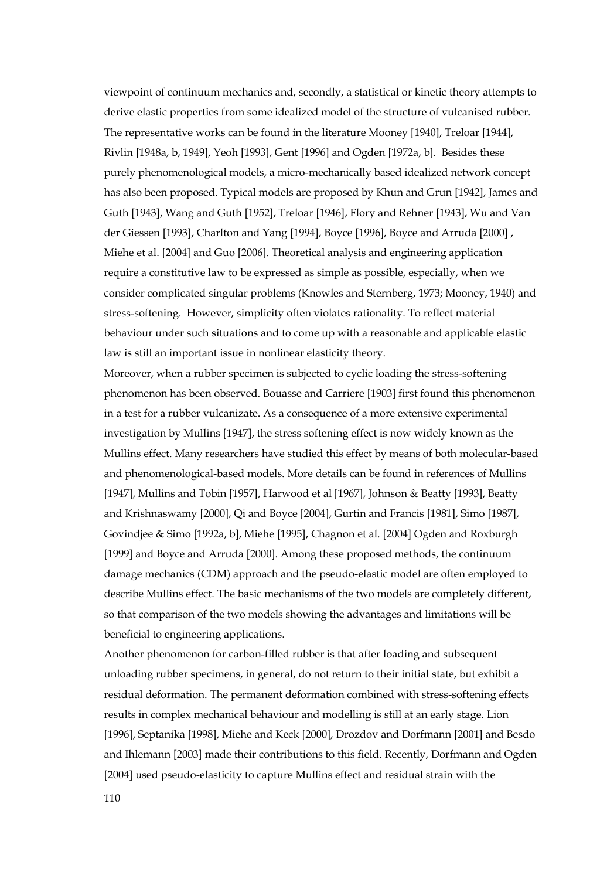viewpoint of continuum mechanics and, secondly, a statistical or kinetic theory attempts to derive elastic properties from some idealized model of the structure of vulcanised rubber. The representative works can be found in the literature Mooney [1940], Treloar [1944], Rivlin [1948a, b, 1949], Yeoh [1993], Gent [1996] and Ogden [1972a, b]. Besides these purely phenomenological models, a micro-mechanically based idealized network concept has also been proposed. Typical models are proposed by Khun and Grun [1942], James and Guth [1943], Wang and Guth [1952], Treloar [1946], Flory and Rehner [1943], Wu and Van der Giessen [1993], Charlton and Yang [1994], Boyce [1996], Boyce and Arruda [2000] , Miehe et al. [2004] and Guo [2006]. Theoretical analysis and engineering application require a constitutive law to be expressed as simple as possible, especially, when we consider complicated singular problems (Knowles and Sternberg, 1973; Mooney, 1940) and stress-softening. However, simplicity often violates rationality. To reflect material behaviour under such situations and to come up with a reasonable and applicable elastic law is still an important issue in nonlinear elasticity theory.

Moreover, when a rubber specimen is subjected to cyclic loading the stress-softening phenomenon has been observed. Bouasse and Carriere [1903] first found this phenomenon in a test for a rubber vulcanizate. As a consequence of a more extensive experimental investigation by Mullins [1947], the stress softening effect is now widely known as the Mullins effect. Many researchers have studied this effect by means of both molecular-based and phenomenological-based models. More details can be found in references of Mullins [1947], Mullins and Tobin [1957], Harwood et al [1967], Johnson & Beatty [1993], Beatty and Krishnaswamy [2000], Qi and Boyce [2004], Gurtin and Francis [1981], Simo [1987], Govindjee & Simo [1992a, b], Miehe [1995], Chagnon et al. [2004] Ogden and Roxburgh [1999] and Boyce and Arruda [2000]. Among these proposed methods, the continuum damage mechanics (CDM) approach and the pseudo-elastic model are often employed to describe Mullins effect. The basic mechanisms of the two models are completely different, so that comparison of the two models showing the advantages and limitations will be beneficial to engineering applications.

Another phenomenon for carbon-filled rubber is that after loading and subsequent unloading rubber specimens, in general, do not return to their initial state, but exhibit a residual deformation. The permanent deformation combined with stress-softening effects results in complex mechanical behaviour and modelling is still at an early stage. Lion [1996], Septanika [1998], Miehe and Keck [2000], Drozdov and Dorfmann [2001] and Besdo and Ihlemann [2003] made their contributions to this field. Recently, Dorfmann and Ogden [2004] used pseudo-elasticity to capture Mullins effect and residual strain with the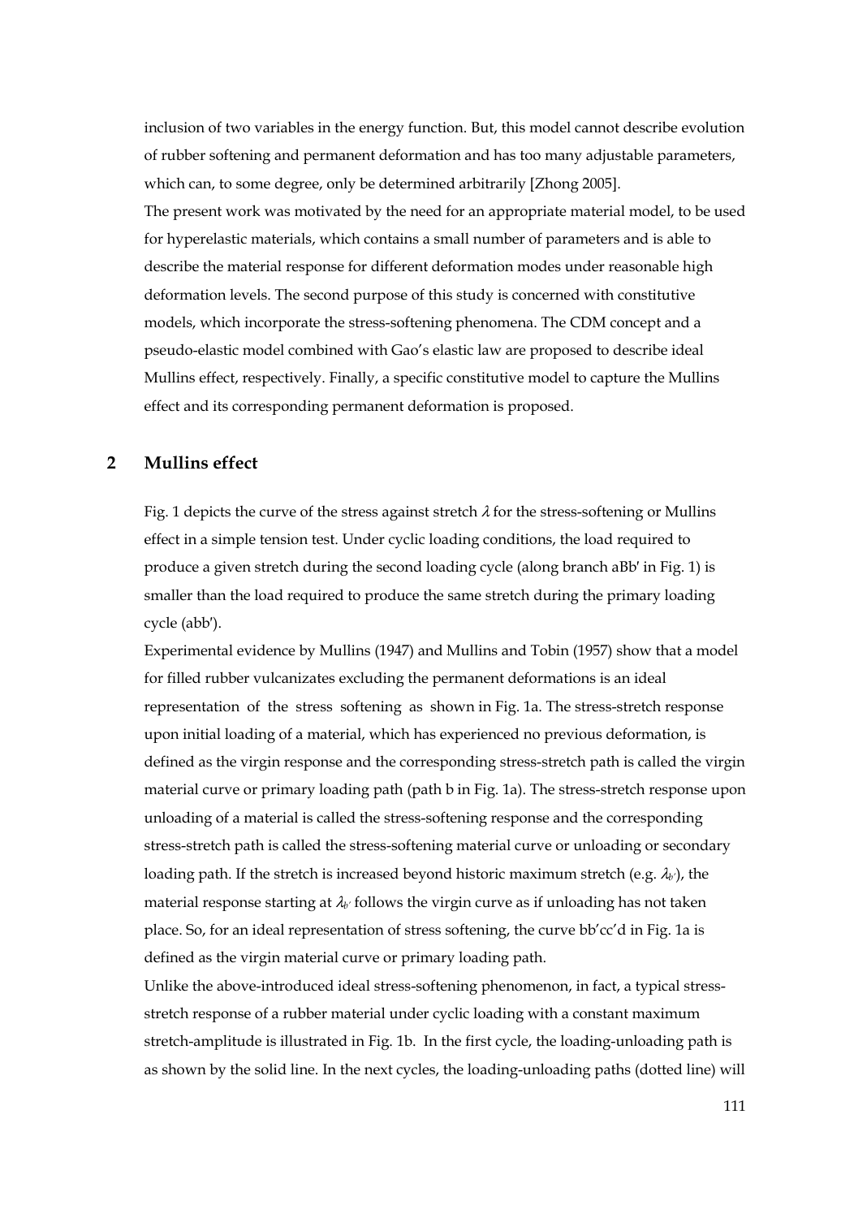inclusion of two variables in the energy function. But, this model cannot describe evolution of rubber softening and permanent deformation and has too many adjustable parameters, which can, to some degree, only be determined arbitrarily [Zhong 2005].

The present work was motivated by the need for an appropriate material model, to be used for hyperelastic materials, which contains a small number of parameters and is able to describe the material response for different deformation modes under reasonable high deformation levels. The second purpose of this study is concerned with constitutive models, which incorporate the stress-softening phenomena. The CDM concept and a pseudo-elastic model combined with Gao's elastic law are proposed to describe ideal Mullins effect, respectively. Finally, a specific constitutive model to capture the Mullins effect and its corresponding permanent deformation is proposed.

## 2 Mullins effect

Fig. 1 depicts the curve of the stress against stretch $\lambda$ for the stress-softening or Mullins effect in a simple tension test. Under cyclic loading conditions, the load required to produce a given stretch during the second loading cycle (along branch aBb′ in Fig. 1) is smaller than the load required to produce the same stretch during the primary loading cycle (abb′).

Experimental evidence by Mullins (1947) and Mullins and Tobin (1957) show that a model for filled rubber vulcanizates excluding the permanent deformations is an ideal representation of the stress softening as shown in Fig. 1a. The stress-stretch response upon initial loading of a material, which has experienced no previous deformation, is defined as the virgin response and the corresponding stress-stretch path is called the virgin material curve or primary loading path (path b in Fig. 1a). The stress-stretch response upon unloading of a material is called the stress-softening response and the corresponding stress-stretch path is called the stress-softening material curve or unloading or secondary loading path. If the stretch is increased beyond historic maximum stretch (e.g. $\lambda_{b'}$), the material response starting at $\lambda_{b'}$ follows the virgin curve as if unloading has not taken place. So, for an ideal representation of stress softening, the curve bb′cc′d in Fig. 1a is defined as the virgin material curve or primary loading path.

Unlike the above-introduced ideal stress-softening phenomenon, in fact, a typical stress-stretch response of a rubber material under cyclic loading with a constant maximum stretch-amplitude is illustrated in Fig. 1b. In the first cycle, the loading-unloading path is as shown by the solid line. In the next cycles, the loading-unloading paths (dotted line) will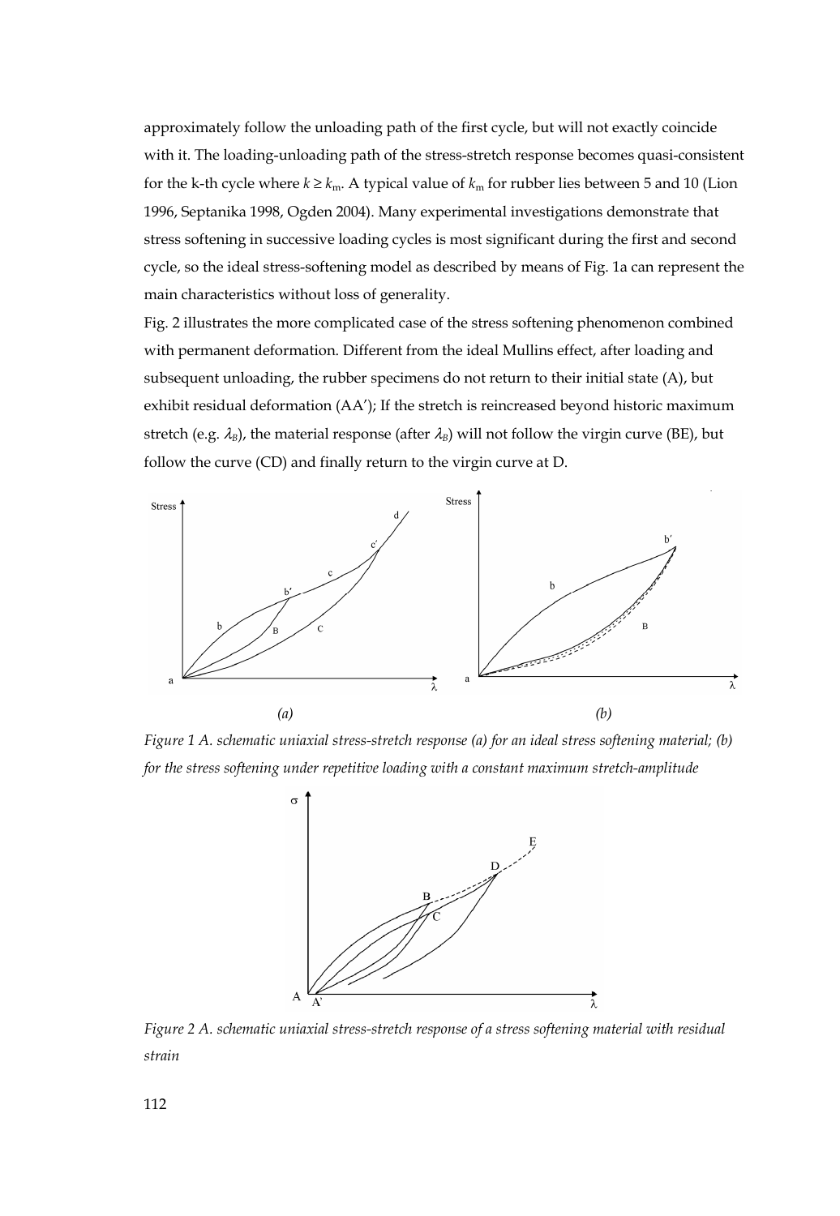approximately follow the unloading path of the first cycle, but will not exactly coincide with it. The loading-unloading path of the stress-stretch response becomes quasi-consistent for the k-th cycle where $k \geq k_m$. A typical value of $k_m$ for rubber lies between 5 and 10 (Lion 1996, Septanika 1998, Ogden 2004). Many experimental investigations demonstrate that stress softening in successive loading cycles is most significant during the first and second cycle, so the ideal stress-softening model as described by means of Fig. 1a can represent the main characteristics without loss of generality.

Fig. 2 illustrates the more complicated case of the stress softening phenomenon combined with permanent deformation. Different from the ideal Mullins effect, after loading and subsequent unloading, the rubber specimens do not return to their initial state (A), but exhibit residual deformation (AA'); If the stretch is reincreased beyond historic maximum stretch (e.g. $\lambda_B$), the material response (after $\lambda_B$) will not follow the virgin curve (BE), but follow the curve (CD) and finally return to the virgin curve at D.

*Figure 1 A. schematic uniaxial stress-stretch response (a) for an ideal stress softening material; (b) for the stress softening under repetitive loading with a constant maximum stretch-amplitude*

*Figure 2 A. schematic uniaxial stress-stretch response of a stress softening material with residual strain*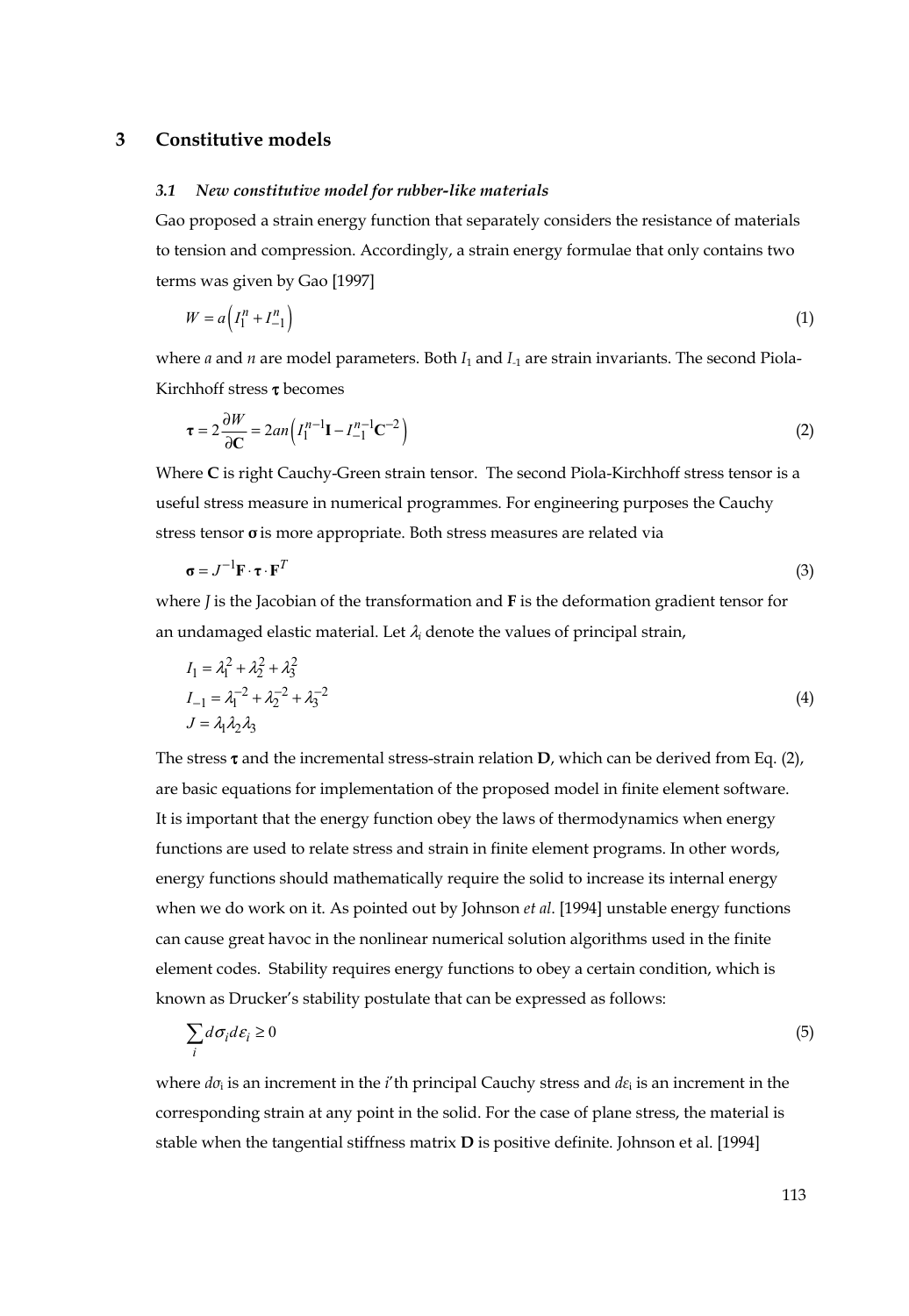## 3 Constitutive models

### *3.1 New constitutive model for rubber-like materials*

Gao proposed a strain energy function that separately considers the resistance of materials to tension and compression. Accordingly, a strain energy formulae that only contains two terms was given by Gao [1997]

$$W = a\left(I_1^n + I_{-1}^n\right) \tag{1}$$

where $a$ and $n$ are model parameters. Both $I_1$ and $I_{-1}$ are strain invariants. The second Piola-Kirchhoff stress $\boldsymbol{\tau}$ becomes

$$\boldsymbol{\tau} = 2\frac{\partial W}{\partial \mathbf{C}} = 2an\left(I_1^{n-1}\mathbf{I} - I_{-1}^{n-1}\mathbf{C}^{-2}\right) \tag{2}$$

Where $\mathbf{C}$ is right Cauchy-Green strain tensor. The second Piola-Kirchhoff stress tensor is a useful stress measure in numerical programmes. For engineering purposes the Cauchy stress tensor $\boldsymbol{\sigma}$ is more appropriate. Both stress measures are related via

$$\boldsymbol{\sigma} = J^{-1}\mathbf{F}\cdot\boldsymbol{\tau}\cdot\mathbf{F}^T \tag{3}$$

where $J$ is the Jacobian of the transformation and $\mathbf{F}$ is the deformation gradient tensor for an undamaged elastic material. Let $\lambda_i$ denote the values of principal strain,

$$\begin{aligned} I_1 &= \lambda_1^2 + \lambda_2^2 + \lambda_3^2 \\ I_{-1} &= \lambda_1^{-2} + \lambda_2^{-2} + \lambda_3^{-2} \\ J &= \lambda_1\lambda_2\lambda_3 \end{aligned} \tag{4}$$

The stress $\boldsymbol{\tau}$ and the incremental stress-strain relation $\mathbf{D}$, which can be derived from Eq. (2), are basic equations for implementation of the proposed model in finite element software. It is important that the energy function obey the laws of thermodynamics when energy functions are used to relate stress and strain in finite element programs. In other words, energy functions should mathematically require the solid to increase its internal energy when we do work on it. As pointed out by Johnson *et al*. [1994] unstable energy functions can cause great havoc in the nonlinear numerical solution algorithms used in the finite element codes. Stability requires energy functions to obey a certain condition, which is known as Drucker's stability postulate that can be expressed as follows:

$$\sum_i d\sigma_i d\varepsilon_i \geq 0 \tag{5}$$

where $d\sigma_i$ is an increment in the $i$'th principal Cauchy stress and $d\varepsilon_i$ is an increment in the corresponding strain at any point in the solid. For the case of plane stress, the material is stable when the tangential stiffness matrix $\mathbf{D}$ is positive definite. Johnson et al. [1994]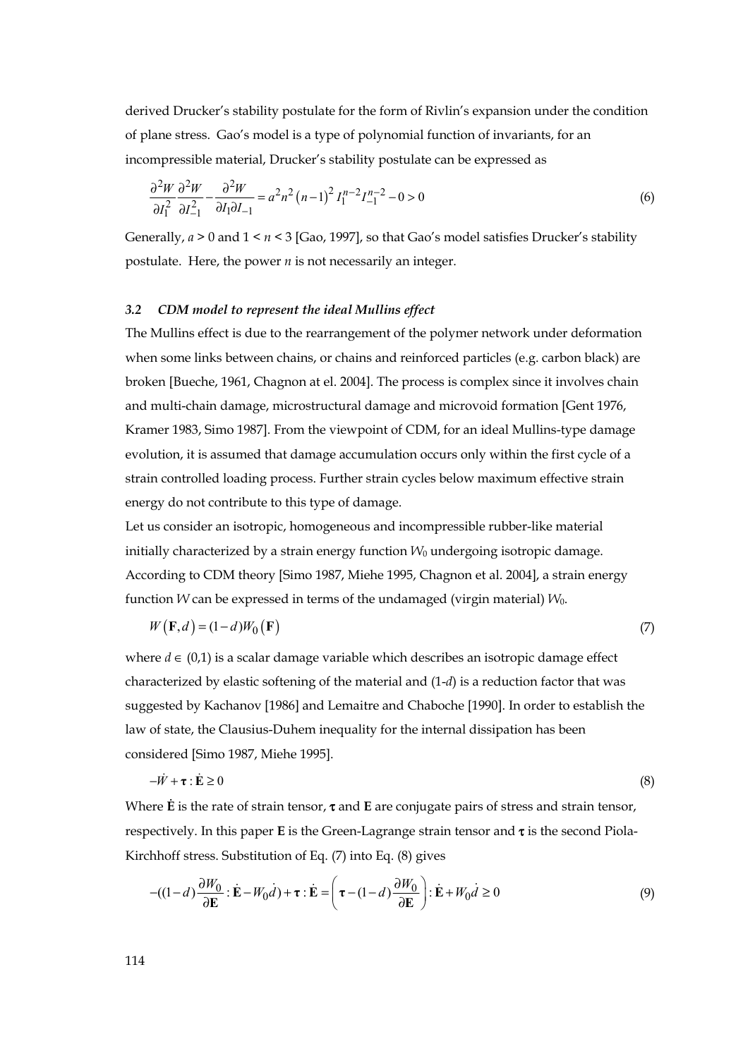derived Drucker's stability postulate for the form of Rivlin's expansion under the condition of plane stress. Gao's model is a type of polynomial function of invariants, for an incompressible material, Drucker's stability postulate can be expressed as

$$\frac{\partial^2 W}{\partial I_1^2}\frac{\partial^2 W}{\partial I_{-1}^2} - \frac{\partial^2 W}{\partial I_1 \partial I_{-1}} = a^2 n^2 (n-1)^2 I_1^{n-2} I_{-1}^{n-2} - 0 > 0 \tag{6}$$

Generally, $a > 0$ and $1 < n < 3$ [Gao, 1997], so that Gao's model satisfies Drucker's stability postulate. Here, the power $n$ is not necessarily an integer.

### *3.2 CDM model to represent the ideal Mullins effect*

The Mullins effect is due to the rearrangement of the polymer network under deformation when some links between chains, or chains and reinforced particles (e.g. carbon black) are broken [Bueche, 1961, Chagnon at el. 2004]. The process is complex since it involves chain and multi-chain damage, microstructural damage and microvoid formation [Gent 1976, Kramer 1983, Simo 1987]. From the viewpoint of CDM, for an ideal Mullins-type damage evolution, it is assumed that damage accumulation occurs only within the first cycle of a strain controlled loading process. Further strain cycles below maximum effective strain energy do not contribute to this type of damage.

Let us consider an isotropic, homogeneous and incompressible rubber-like material initially characterized by a strain energy function $W_0$ undergoing isotropic damage. According to CDM theory [Simo 1987, Miehe 1995, Chagnon et al. 2004], a strain energy function $W$ can be expressed in terms of the undamaged (virgin material) $W_0$.

$$W(\mathbf{F}, d) = (1-d) W_0(\mathbf{F}) \tag{7}$$

where $d \in (0,1)$ is a scalar damage variable which describes an isotropic damage effect characterized by elastic softening of the material and $(1-d)$ is a reduction factor that was suggested by Kachanov [1986] and Lemaitre and Chaboche [1990]. In order to establish the law of state, the Clausius-Duhem inequality for the internal dissipation has been considered [Simo 1987, Miehe 1995].

$$-\dot{W} + \boldsymbol{\tau} : \dot{\mathbf{E}} \ge 0 \tag{8}$$

Where $\dot{\mathbf{E}}$ is the rate of strain tensor, $\boldsymbol{\tau}$ and $\mathbf{E}$ are conjugate pairs of stress and strain tensor, respectively. In this paper $\mathbf{E}$ is the Green-Lagrange strain tensor and $\boldsymbol{\tau}$ is the second Piola-Kirchhoff stress. Substitution of Eq. (7) into Eq. (8) gives

$$-((1-d)\frac{\partial W_0}{\partial \mathbf{E}} : \dot{\mathbf{E}} - W_0 \dot{d}) + \boldsymbol{\tau} : \dot{\mathbf{E}} = \left( \boldsymbol{\tau} - (1-d)\frac{\partial W_0}{\partial \mathbf{E}} \right) : \dot{\mathbf{E}} + W_0 \dot{d} \ge 0 \tag{9}$$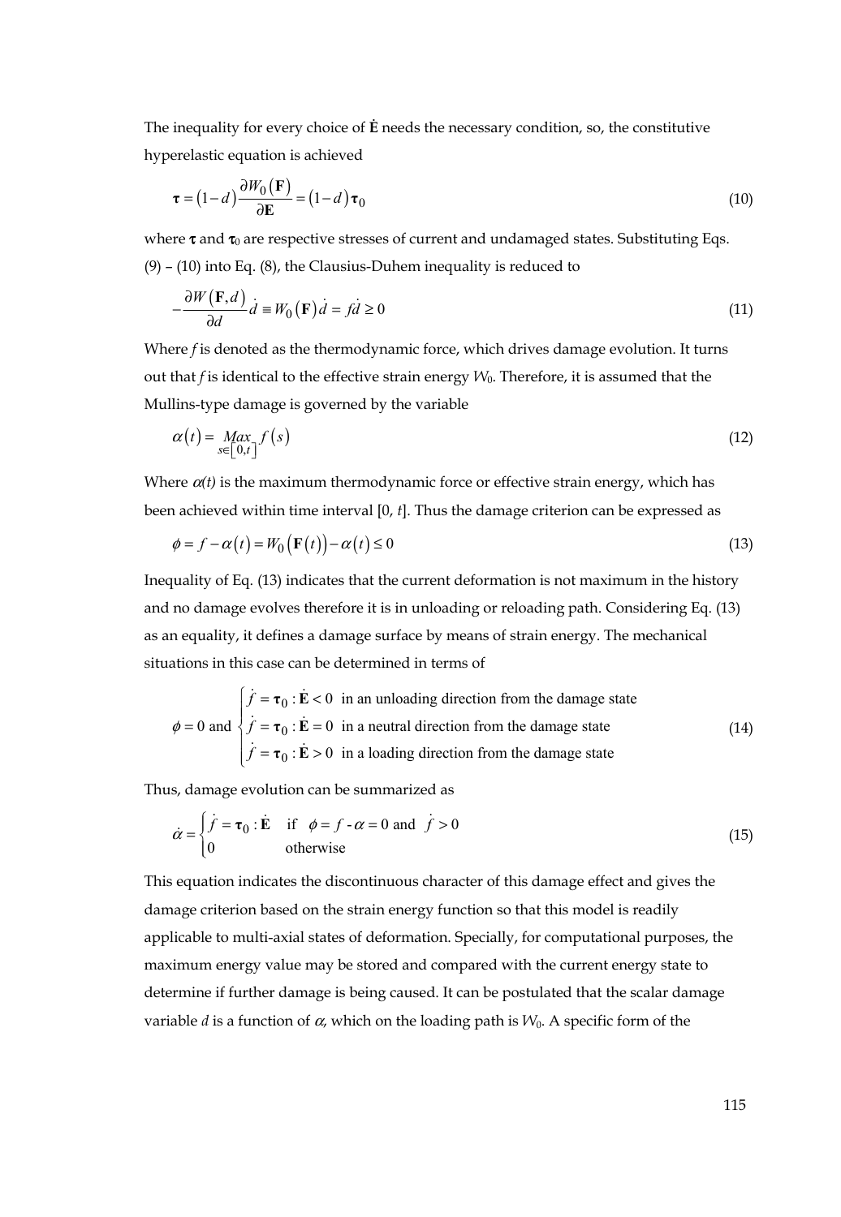The inequality for every choice of $\dot{\mathbf{E}}$ needs the necessary condition, so, the constitutive hyperelastic equation is achieved

$$\boldsymbol{\tau} = (1-d)\frac{\partial W_0(\mathbf{F})}{\partial \mathbf{E}} = (1-d)\boldsymbol{\tau}_0 \tag{10}$$

where $\boldsymbol{\tau}$ and $\boldsymbol{\tau}_0$ are respective stresses of current and undamaged states. Substituting Eqs. (9) – (10) into Eq. (8), the Clausius-Duhem inequality is reduced to

$$-\frac{\partial W(\mathbf{F},d)}{\partial d}\dot{d} \equiv W_0(\mathbf{F})\dot{d} = f\dot{d} \geq 0 \tag{11}$$

Where $f$ is denoted as the thermodynamic force, which drives damage evolution. It turns out that $f$ is identical to the effective strain energy $W_0$. Therefore, it is assumed that the Mullins-type damage is governed by the variable

$$\alpha(t) = \underset{s\in[0,t]}{Max}\, f(s) \tag{12}$$

Where $\alpha(t)$ is the maximum thermodynamic force or effective strain energy, which has been achieved within time interval [0, $t$]. Thus the damage criterion can be expressed as

$$\phi = f - \alpha(t) = W_0(\mathbf{F}(t)) - \alpha(t) \leq 0 \tag{13}$$

Inequality of Eq. (13) indicates that the current deformation is not maximum in the history and no damage evolves therefore it is in unloading or reloading path. Considering Eq. (13) as an equality, it defines a damage surface by means of strain energy. The mechanical situations in this case can be determined in terms of

$$\phi = 0 \text{ and } \begin{cases} \dot{f} = \boldsymbol{\tau}_0 : \dot{\mathbf{E}} < 0 & \text{in an unloading direction from the damage state} \\ \dot{f} = \boldsymbol{\tau}_0 : \dot{\mathbf{E}} = 0 & \text{in a neutral direction from the damage state} \\ \dot{f} = \boldsymbol{\tau}_0 : \dot{\mathbf{E}} > 0 & \text{in a loading direction from the damage state} \end{cases} \tag{14}$$

Thus, damage evolution can be summarized as

$$\dot{\alpha} = \begin{cases} \dot{f} = \boldsymbol{\tau}_0 : \dot{\mathbf{E}} & \text{if} \quad \phi = f - \alpha = 0 \text{ and } \dot{f} > 0 \\ 0 & \text{otherwise} \end{cases} \tag{15}$$

This equation indicates the discontinuous character of this damage effect and gives the damage criterion based on the strain energy function so that this model is readily applicable to multi-axial states of deformation. Specially, for computational purposes, the maximum energy value may be stored and compared with the current energy state to determine if further damage is being caused. It can be postulated that the scalar damage variable $d$ is a function of $\alpha$, which on the loading path is $W_0$. A specific form of the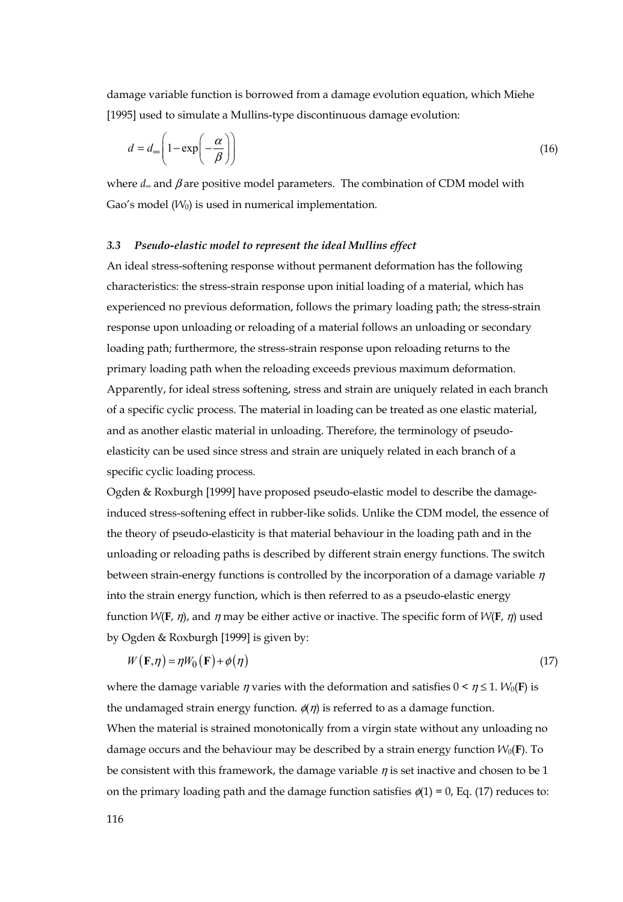damage variable function is borrowed from a damage evolution equation, which Miehe [1995] used to simulate a Mullins-type discontinuous damage evolution:

$$d = d_{\infty}\left(1-\exp\left(-\frac{\alpha}{\beta}\right)\right) \tag{16}$$

where $d_{\infty}$ and $\beta$ are positive model parameters. The combination of CDM model with Gao's model ($W_0$) is used in numerical implementation.

### *3.3 Pseudo-elastic model to represent the ideal Mullins effect*

An ideal stress-softening response without permanent deformation has the following characteristics: the stress-strain response upon initial loading of a material, which has experienced no previous deformation, follows the primary loading path; the stress-strain response upon unloading or reloading of a material follows an unloading or secondary loading path; furthermore, the stress-strain response upon reloading returns to the primary loading path when the reloading exceeds previous maximum deformation. Apparently, for ideal stress softening, stress and strain are uniquely related in each branch of a specific cyclic process. The material in loading can be treated as one elastic material, and as another elastic material in unloading. Therefore, the terminology of pseudo-elasticity can be used since stress and strain are uniquely related in each branch of a specific cyclic loading process.

Ogden & Roxburgh [1999] have proposed pseudo-elastic model to describe the damage-induced stress-softening effect in rubber-like solids. Unlike the CDM model, the essence of the theory of pseudo-elasticity is that material behaviour in the loading path and in the unloading or reloading paths is described by different strain energy functions. The switch between strain-energy functions is controlled by the incorporation of a damage variable $\eta$ into the strain energy function, which is then referred to as a pseudo-elastic energy function $W(\mathbf{F}, \eta)$, and $\eta$ may be either active or inactive. The specific form of $W(\mathbf{F}, \eta)$ used by Ogden & Roxburgh [1999] is given by:

$$W(\mathbf{F},\eta) = \eta W_0(\mathbf{F}) + \phi(\eta) \tag{17}$$

where the damage variable $\eta$ varies with the deformation and satisfies $0 < \eta \leq 1$. $W_0(\mathbf{F})$ is the undamaged strain energy function. $\phi(\eta)$ is referred to as a damage function.

When the material is strained monotonically from a virgin state without any unloading no damage occurs and the behaviour may be described by a strain energy function $W_0(\mathbf{F})$. To be consistent with this framework, the damage variable $\eta$ is set inactive and chosen to be 1 on the primary loading path and the damage function satisfies $\phi(1) = 0$, Eq. (17) reduces to: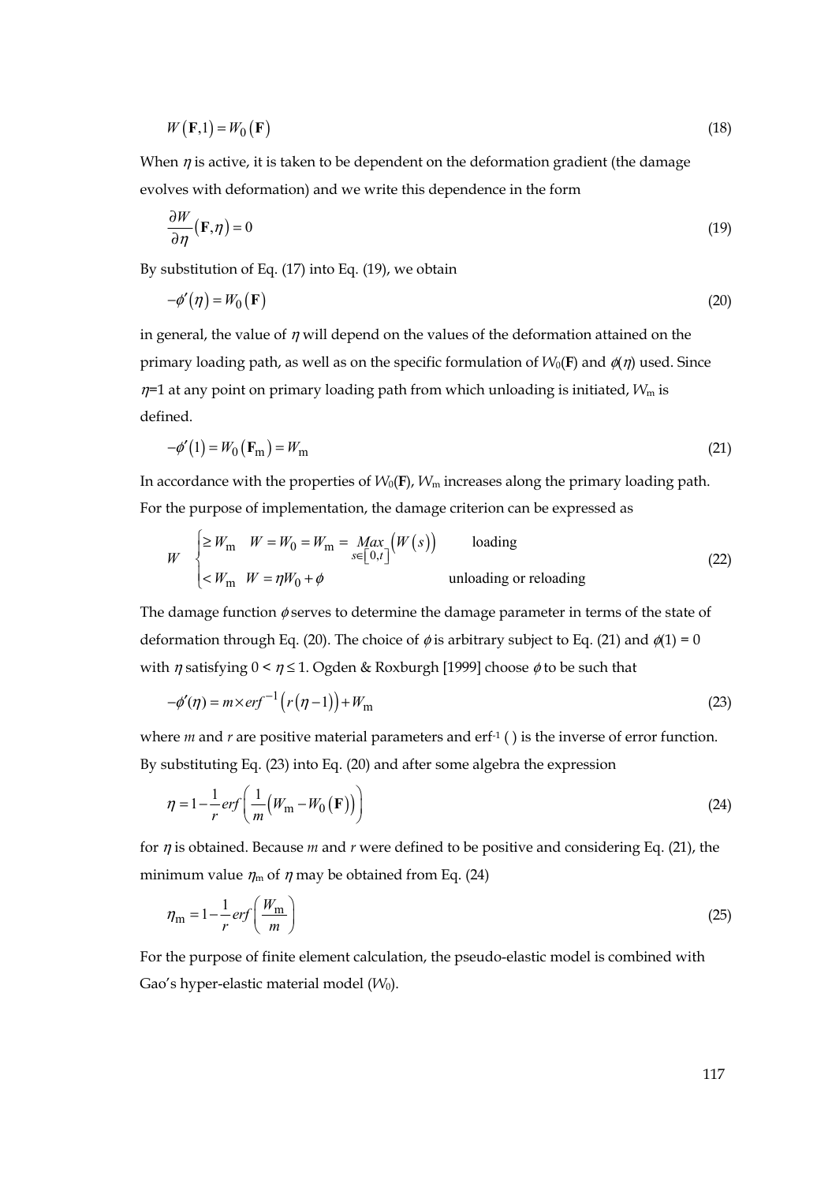$$W\left(\mathbf{F},1\right)=W_0\left(\mathbf{F}\right) \tag{18}$$

When $\eta$ is active, it is taken to be dependent on the deformation gradient (the damage evolves with deformation) and we write this dependence in the form

$$\frac{\partial W}{\partial \eta}\left(\mathbf{F},\eta\right)=0 \tag{19}$$

By substitution of Eq. (17) into Eq. (19), we obtain

$$-\phi'\left(\eta\right)=W_0\left(\mathbf{F}\right) \tag{20}$$

in general, the value of $\eta$ will depend on the values of the deformation attained on the primary loading path, as well as on the specific formulation of $W_0(\mathbf{F})$ and $\phi(\eta)$ used. Since $\eta$=1 at any point on primary loading path from which unloading is initiated, $W_\mathrm{m}$ is defined.

$$-\phi'\left(1\right)=W_0\left(\mathbf{F}_\mathrm{m}\right)=W_\mathrm{m} \tag{21}$$

In accordance with the properties of $W_0(\mathbf{F})$, $W_\mathrm{m}$ increases along the primary loading path. For the purpose of implementation, the damage criterion can be expressed as

$$W\quad\begin{cases}\geq W_\mathrm{m} & W=W_0=W_\mathrm{m}=\underset{s\in\left[0,t\right]}{Max}\left(W\left(s\right)\right) \qquad \text{loading}\\ < W_\mathrm{m} & W=\eta W_0+\phi \qquad\qquad\qquad\qquad \text{unloading or reloading}\end{cases} \tag{22}$$

The damage function $\phi$ serves to determine the damage parameter in terms of the state of deformation through Eq. (20). The choice of $\phi$ is arbitrary subject to Eq. (21) and $\phi(1) = 0$ with $\eta$ satisfying $0 < \eta \leq 1$. Ogden & Roxburgh [1999] choose $\phi$ to be such that

$$-\phi'(\eta)=m\times erf^{-1}\left(r\left(\eta-1\right)\right)+W_\mathrm{m} \tag{23}$$

where $m$ and $r$ are positive material parameters and $\mathrm{erf}^{-1}$ ( ) is the inverse of error function. By substituting Eq. (23) into Eq. (20) and after some algebra the expression

$$\eta=1-\frac{1}{r}erf\left(\frac{1}{m}\left(W_\mathrm{m}-W_0\left(\mathbf{F}\right)\right)\right) \tag{24}$$

for $\eta$ is obtained. Because $m$ and $r$ were defined to be positive and considering Eq. (21), the minimum value $\eta_\mathrm{m}$ of $\eta$ may be obtained from Eq. (24)

$$\eta_\mathrm{m}=1-\frac{1}{r}erf\left(\frac{W_\mathrm{m}}{m}\right) \tag{25}$$

For the purpose of finite element calculation, the pseudo-elastic model is combined with Gao's hyper-elastic material model ($W_0$).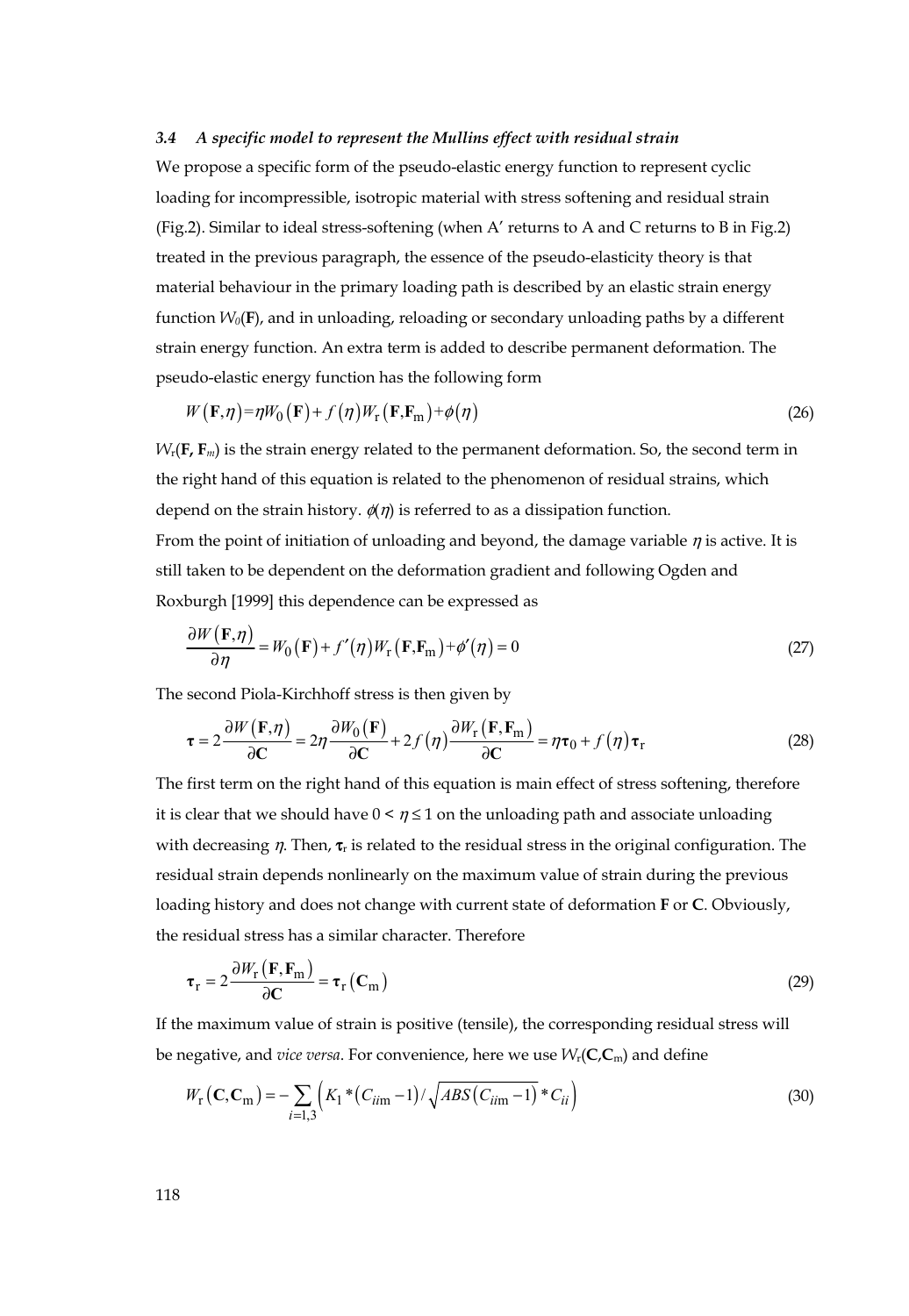### *3.4 A specific model to represent the Mullins effect with residual strain*

We propose a specific form of the pseudo-elastic energy function to represent cyclic loading for incompressible, isotropic material with stress softening and residual strain (Fig.2). Similar to ideal stress-softening (when A' returns to A and C returns to B in Fig.2) treated in the previous paragraph, the essence of the pseudo-elasticity theory is that material behaviour in the primary loading path is described by an elastic strain energy function $W_0(\mathbf{F})$, and in unloading, reloading or secondary unloading paths by a different strain energy function. An extra term is added to describe permanent deformation. The pseudo-elastic energy function has the following form

$$W(\mathbf{F},\eta) = \eta W_0(\mathbf{F}) + f(\eta) W_{\mathrm{r}}(\mathbf{F},\mathbf{F}_{\mathrm{m}}) + \phi(\eta) \tag{26}$$

$W_{\mathrm{r}}(\mathbf{F}, \mathbf{F}_m)$ is the strain energy related to the permanent deformation. So, the second term in the right hand of this equation is related to the phenomenon of residual strains, which depend on the strain history. $\phi(\eta)$ is referred to as a dissipation function.

From the point of initiation of unloading and beyond, the damage variable $\eta$ is active. It is still taken to be dependent on the deformation gradient and following Ogden and Roxburgh [1999] this dependence can be expressed as

$$\frac{\partial W(\mathbf{F},\eta)}{\partial \eta} = W_0(\mathbf{F}) + f'(\eta) W_{\mathrm{r}}(\mathbf{F},\mathbf{F}_{\mathrm{m}}) + \phi'(\eta) = 0 \tag{27}$$

The second Piola-Kirchhoff stress is then given by

$$\boldsymbol{\tau} = 2\frac{\partial W(\mathbf{F},\eta)}{\partial \mathbf{C}} = 2\eta \frac{\partial W_0(\mathbf{F})}{\partial \mathbf{C}} + 2f(\eta)\frac{\partial W_{\mathrm{r}}(\mathbf{F},\mathbf{F}_{\mathrm{m}})}{\partial \mathbf{C}} = \eta \boldsymbol{\tau}_0 + f(\eta)\boldsymbol{\tau}_{\mathrm{r}} \tag{28}$$

The first term on the right hand of this equation is main effect of stress softening, therefore it is clear that we should have $0 < \eta \leq 1$ on the unloading path and associate unloading with decreasing $\eta$. Then, $\boldsymbol{\tau}_{\mathrm{r}}$ is related to the residual stress in the original configuration. The residual strain depends nonlinearly on the maximum value of strain during the previous loading history and does not change with current state of deformation **F** or **C**. Obviously, the residual stress has a similar character. Therefore

$$\boldsymbol{\tau}_{\mathrm{r}} = 2\frac{\partial W_{\mathrm{r}}(\mathbf{F},\mathbf{F}_{\mathrm{m}})}{\partial \mathbf{C}} = \boldsymbol{\tau}_{\mathrm{r}}(\mathbf{C}_{\mathrm{m}}) \tag{29}$$

If the maximum value of strain is positive (tensile), the corresponding residual stress will be negative, and *vice versa*. For convenience, here we use $W_{\mathrm{r}}(\mathbf{C},\mathbf{C}_{\mathrm{m}})$ and define

$$W_{\mathrm{r}}(\mathbf{C},\mathbf{C}_{\mathrm{m}}) = -\sum_{i=1,3}\left(K_1 * (C_{ii\mathrm{m}} - 1) / \sqrt{ABS(C_{ii\mathrm{m}} - 1)} * C_{ii}\right) \tag{30}$$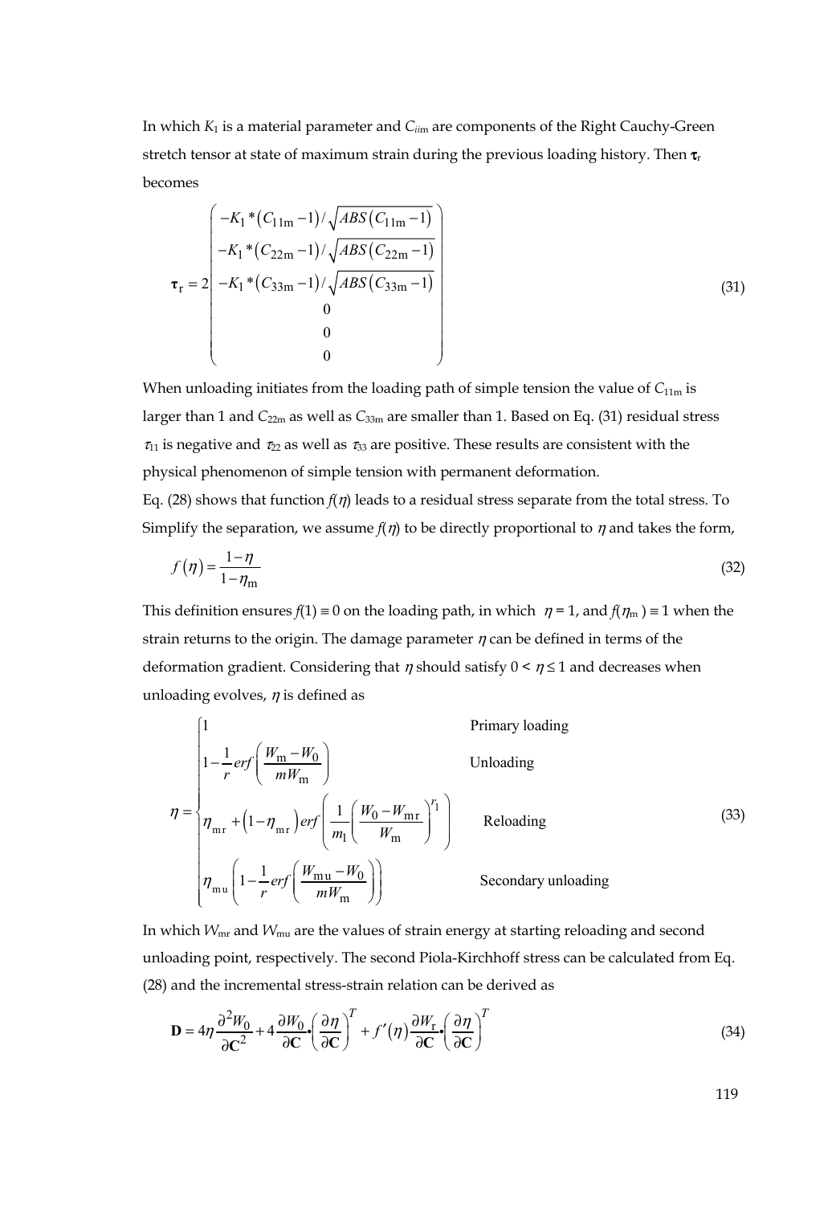In which $K_1$ is a material parameter and $C_{ii\mathrm{m}}$ are components of the Right Cauchy-Green stretch tensor at state of maximum strain during the previous loading history. Then $\boldsymbol{\tau}_\mathrm{r}$ becomes

$$
\boldsymbol{\tau}_\mathrm{r} = 2\begin{pmatrix} -K_1 * \left(C_{11\mathrm{m}} - 1\right) / \sqrt{ABS\left(C_{11\mathrm{m}} - 1\right)} \\ -K_1 * \left(C_{22\mathrm{m}} - 1\right) / \sqrt{ABS\left(C_{22\mathrm{m}} - 1\right)} \\ -K_1 * \left(C_{33\mathrm{m}} - 1\right) / \sqrt{ABS\left(C_{33\mathrm{m}} - 1\right)} \\ 0 \\ 0 \\ 0 \end{pmatrix} \tag{31}
$$

When unloading initiates from the loading path of simple tension the value of $C_{11\mathrm{m}}$ is larger than 1 and $C_{22\mathrm{m}}$ as well as $C_{33\mathrm{m}}$ are smaller than 1. Based on Eq. (31) residual stress $\tau_{11}$ is negative and $\tau_{22}$ as well as $\tau_{33}$ are positive. These results are consistent with the physical phenomenon of simple tension with permanent deformation.

Eq. (28) shows that function $f(\eta)$ leads to a residual stress separate from the total stress. To Simplify the separation, we assume $f(\eta)$ to be directly proportional to $\eta$ and takes the form,

$$
f(\eta) = \frac{1-\eta}{1-\eta_\mathrm{m}} \tag{32}
$$

This definition ensures $f(1) \equiv 0$ on the loading path, in which $\eta = 1$, and $f(\eta_\mathrm{m}) \equiv 1$ when the strain returns to the origin. The damage parameter $\eta$ can be defined in terms of the deformation gradient. Considering that $\eta$ should satisfy $0 < \eta \leq 1$ and decreases when unloading evolves, $\eta$ is defined as

$$
\eta = \begin{cases} 1 & \text{Primary loading} \\ 1 - \dfrac{1}{r} erf\left(\dfrac{W_\mathrm{m} - W_0}{m W_\mathrm{m}}\right) & \text{Unloading} \\ \eta_{\mathrm{mr}} + \left(1 - \eta_{\mathrm{mr}}\right) erf\left(\dfrac{1}{m_1}\left(\dfrac{W_0 - W_{\mathrm{mr}}}{W_\mathrm{m}}\right)^{r_1}\right) & \text{Reloading} \\ \eta_{\mathrm{mu}}\left(1 - \dfrac{1}{r} erf\left(\dfrac{W_{\mathrm{mu}} - W_0}{m W_\mathrm{m}}\right)\right) & \text{Secondary unloading} \end{cases} \tag{33}
$$

In which $W_{\mathrm{mr}}$ and $W_{\mathrm{mu}}$ are the values of strain energy at starting reloading and second unloading point, respectively. The second Piola-Kirchhoff stress can be calculated from Eq. (28) and the incremental stress-strain relation can be derived as

$$
\mathbf{D} = 4\eta \frac{\partial^2 W_0}{\partial \mathbf{C}^2} + 4\frac{\partial W_0}{\partial \mathbf{C}} \bullet \left(\frac{\partial \eta}{\partial \mathbf{C}}\right)^T + f'(\eta)\frac{\partial W_\mathrm{r}}{\partial \mathbf{C}} \bullet \left(\frac{\partial \eta}{\partial \mathbf{C}}\right)^T \tag{34}
$$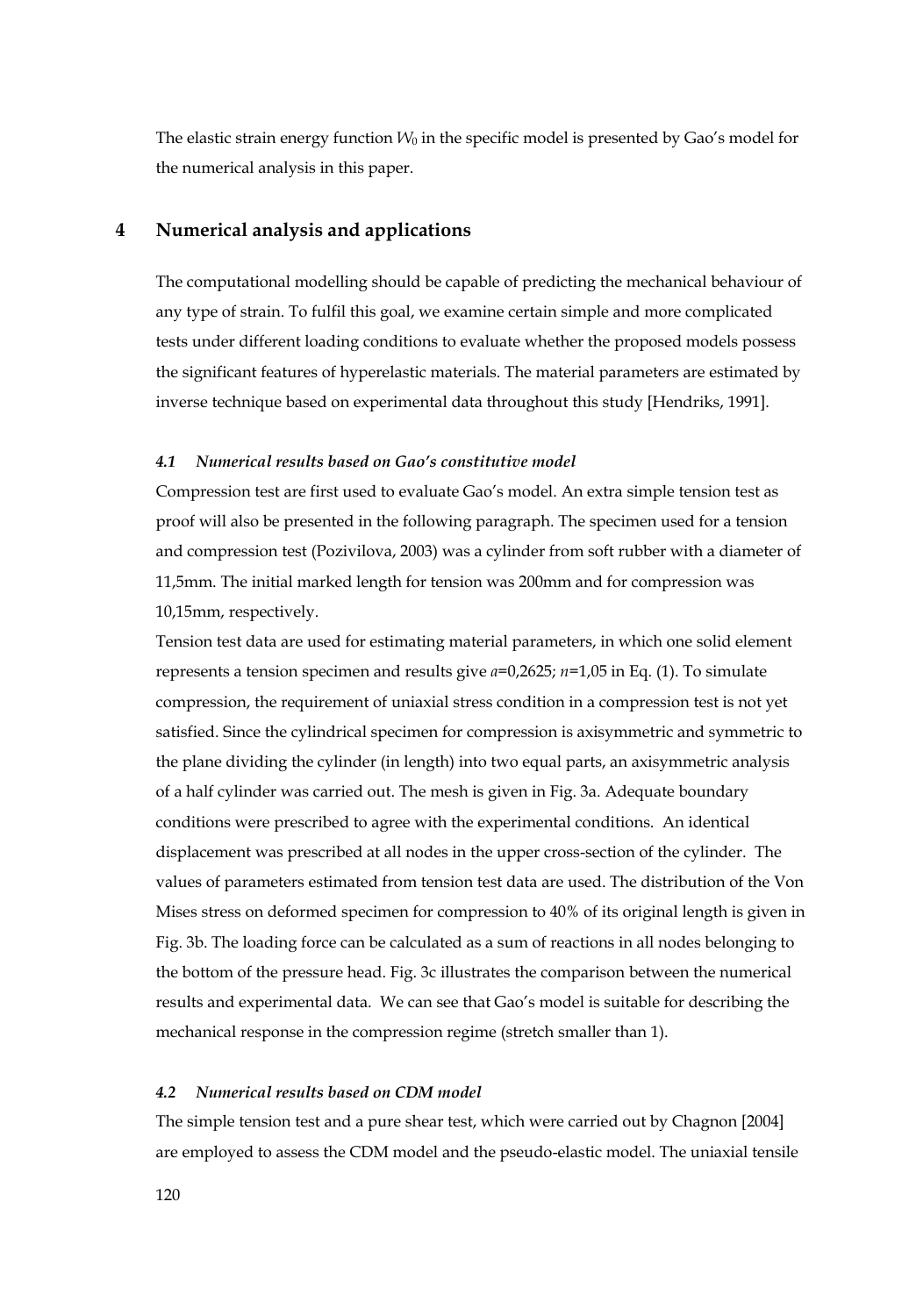The elastic strain energy function $W_0$ in the specific model is presented by Gao's model for the numerical analysis in this paper.

## 4 Numerical analysis and applications

The computational modelling should be capable of predicting the mechanical behaviour of any type of strain. To fulfil this goal, we examine certain simple and more complicated tests under different loading conditions to evaluate whether the proposed models possess the significant features of hyperelastic materials. The material parameters are estimated by inverse technique based on experimental data throughout this study [Hendriks, 1991].

### *4.1 Numerical results based on Gao's constitutive model*

Compression test are first used to evaluate Gao's model. An extra simple tension test as proof will also be presented in the following paragraph. The specimen used for a tension and compression test (Pozivilova, 2003) was a cylinder from soft rubber with a diameter of 11,5mm. The initial marked length for tension was 200mm and for compression was 10,15mm, respectively.

Tension test data are used for estimating material parameters, in which one solid element represents a tension specimen and results give $a$=0,2625; $n$=1,05 in Eq. (1). To simulate compression, the requirement of uniaxial stress condition in a compression test is not yet satisfied. Since the cylindrical specimen for compression is axisymmetric and symmetric to the plane dividing the cylinder (in length) into two equal parts, an axisymmetric analysis of a half cylinder was carried out. The mesh is given in Fig. 3a. Adequate boundary conditions were prescribed to agree with the experimental conditions. An identical displacement was prescribed at all nodes in the upper cross-section of the cylinder. The values of parameters estimated from tension test data are used. The distribution of the Von Mises stress on deformed specimen for compression to 40% of its original length is given in Fig. 3b. The loading force can be calculated as a sum of reactions in all nodes belonging to the bottom of the pressure head. Fig. 3c illustrates the comparison between the numerical results and experimental data. We can see that Gao's model is suitable for describing the mechanical response in the compression regime (stretch smaller than 1).

### *4.2 Numerical results based on CDM model*

The simple tension test and a pure shear test, which were carried out by Chagnon [2004] are employed to assess the CDM model and the pseudo-elastic model. The uniaxial tensile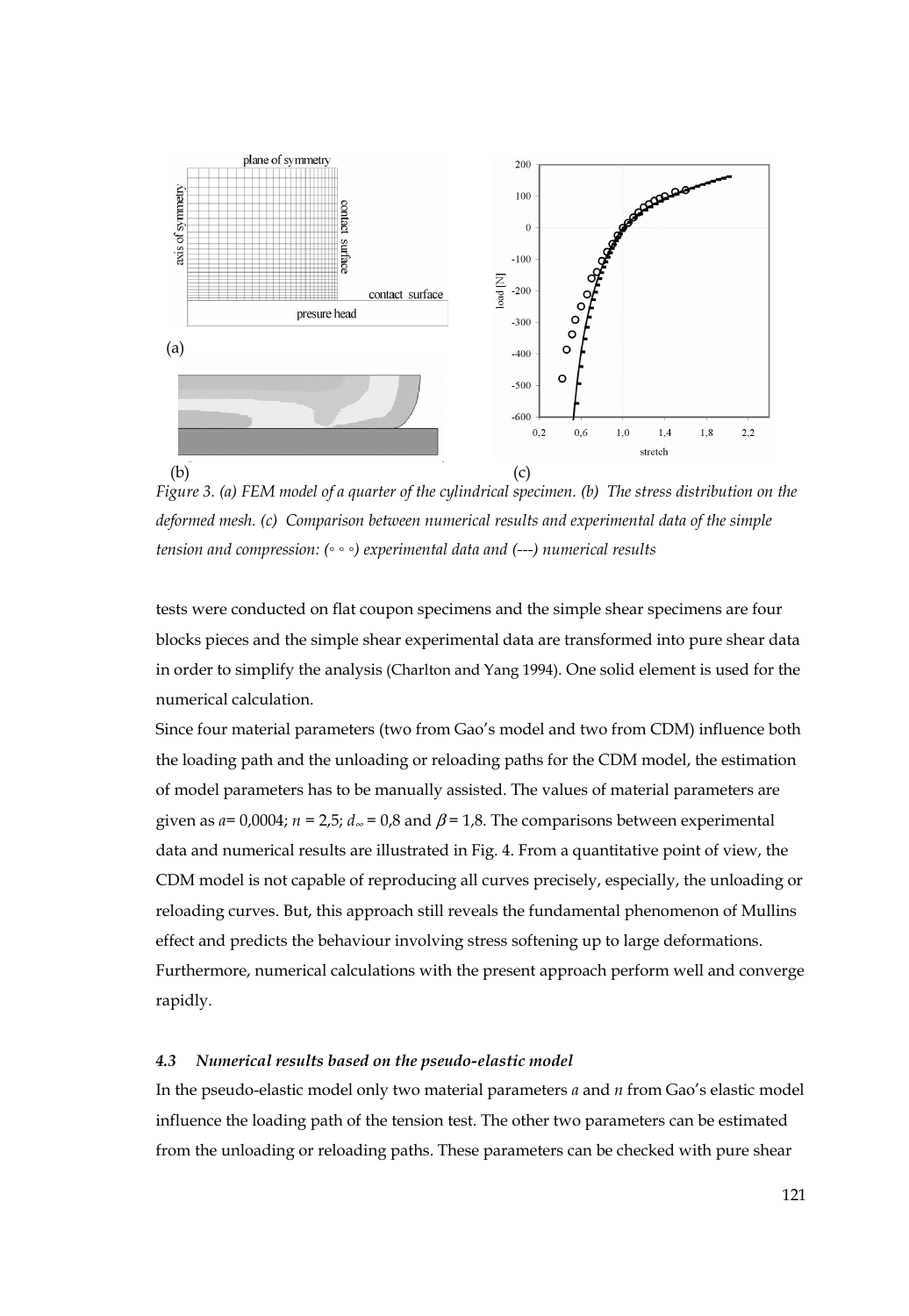Figure 3. (a) FEM model of a quarter of the cylindrical specimen. (b) The stress distribution on the deformed mesh. (c) Comparison between numerical results and experimental data of the simple tension and compression: (◦ ◦ ◦) experimental data and (---) numerical results

tests were conducted on flat coupon specimens and the simple shear specimens are four blocks pieces and the simple shear experimental data are transformed into pure shear data in order to simplify the analysis (Charlton and Yang 1994). One solid element is used for the numerical calculation.

Since four material parameters (two from Gao's model and two from CDM) influence both the loading path and the unloading or reloading paths for the CDM model, the estimation of model parameters has to be manually assisted. The values of material parameters are given as $a$= 0,0004; $n$ = 2,5; $d_{\infty}$ = 0,8 and $\beta$ = 1,8. The comparisons between experimental data and numerical results are illustrated in Fig. 4. From a quantitative point of view, the CDM model is not capable of reproducing all curves precisely, especially, the unloading or reloading curves. But, this approach still reveals the fundamental phenomenon of Mullins effect and predicts the behaviour involving stress softening up to large deformations. Furthermore, numerical calculations with the present approach perform well and converge rapidly.

### *4.3 Numerical results based on the pseudo-elastic model*

In the pseudo-elastic model only two material parameters $a$ and $n$ from Gao's elastic model influence the loading path of the tension test. The other two parameters can be estimated from the unloading or reloading paths. These parameters can be checked with pure shear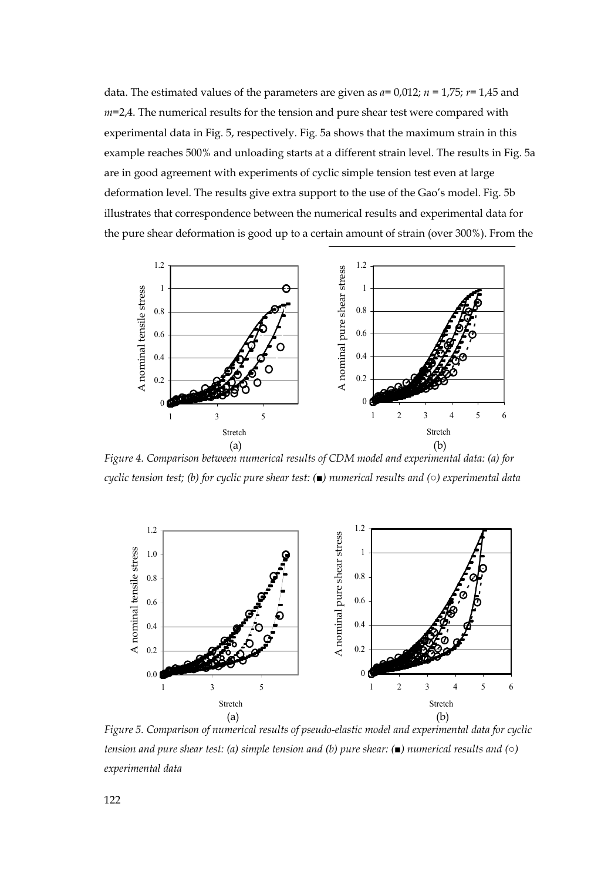data. The estimated values of the parameters are given as $a$= 0,012; $n$ = 1,75; $r$= 1,45 and $m$=2,4. The numerical results for the tension and pure shear test were compared with experimental data in Fig. 5, respectively. Fig. 5a shows that the maximum strain in this example reaches 500% and unloading starts at a different strain level. The results in Fig. 5a are in good agreement with experiments of cyclic simple tension test even at large deformation level. The results give extra support to the use of the Gao's model. Fig. 5b illustrates that correspondence between the numerical results and experimental data for the pure shear deformation is good up to a certain amount of strain (over 300%). From the

*Figure 4. Comparison between numerical results of CDM model and experimental data: (a) for cyclic tension test; (b) for cyclic pure shear test: (■) numerical results and (○) experimental data*

*Figure 5. Comparison of numerical results of pseudo-elastic model and experimental data for cyclic tension and pure shear test: (a) simple tension and (b) pure shear: (■) numerical results and (○) experimental data*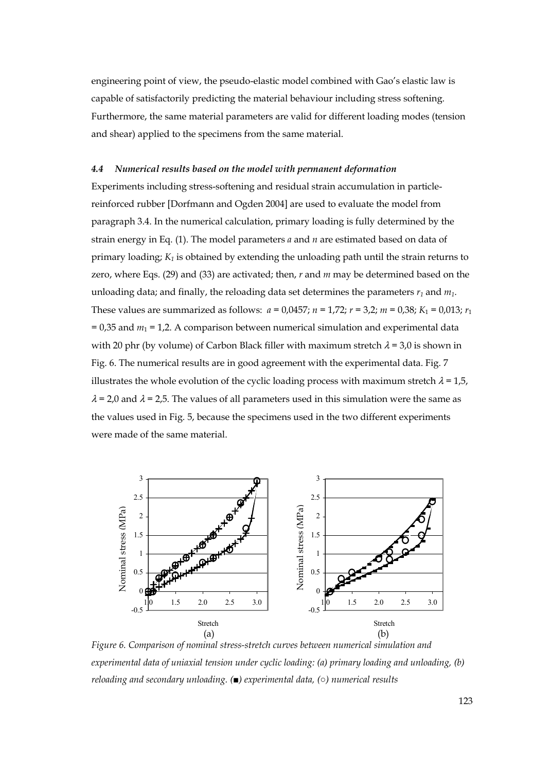engineering point of view, the pseudo-elastic model combined with Gao's elastic law is capable of satisfactorily predicting the material behaviour including stress softening. Furthermore, the same material parameters are valid for different loading modes (tension and shear) applied to the specimens from the same material.

### *4.4 Numerical results based on the model with permanent deformation*

Experiments including stress-softening and residual strain accumulation in particle-reinforced rubber [Dorfmann and Ogden 2004] are used to evaluate the model from paragraph 3.4. In the numerical calculation, primary loading is fully determined by the strain energy in Eq. (1). The model parameters $a$ and $n$ are estimated based on data of primary loading; $K_1$ is obtained by extending the unloading path until the strain returns to zero, where Eqs. (29) and (33) are activated; then, $r$ and $m$ may be determined based on the unloading data; and finally, the reloading data set determines the parameters $r_1$ and $m_1$. These values are summarized as follows: $a$ = 0,0457; $n$ = 1,72; $r$ = 3,2; $m$ = 0,38; $K_1$ = 0,013; $r_1$ = 0,35 and $m_1$ = 1,2. A comparison between numerical simulation and experimental data with 20 phr (by volume) of Carbon Black filler with maximum stretch $\lambda$ = 3,0 is shown in Fig. 6. The numerical results are in good agreement with the experimental data. Fig. 7 illustrates the whole evolution of the cyclic loading process with maximum stretch $\lambda$ = 1,5, $\lambda$ = 2,0 and $\lambda$ = 2,5. The values of all parameters used in this simulation were the same as the values used in Fig. 5, because the specimens used in the two different experiments were made of the same material.

*Figure 6. Comparison of nominal stress-stretch curves between numerical simulation and experimental data of uniaxial tension under cyclic loading: (a) primary loading and unloading, (b) reloading and secondary unloading. (■) experimental data, (○) numerical results*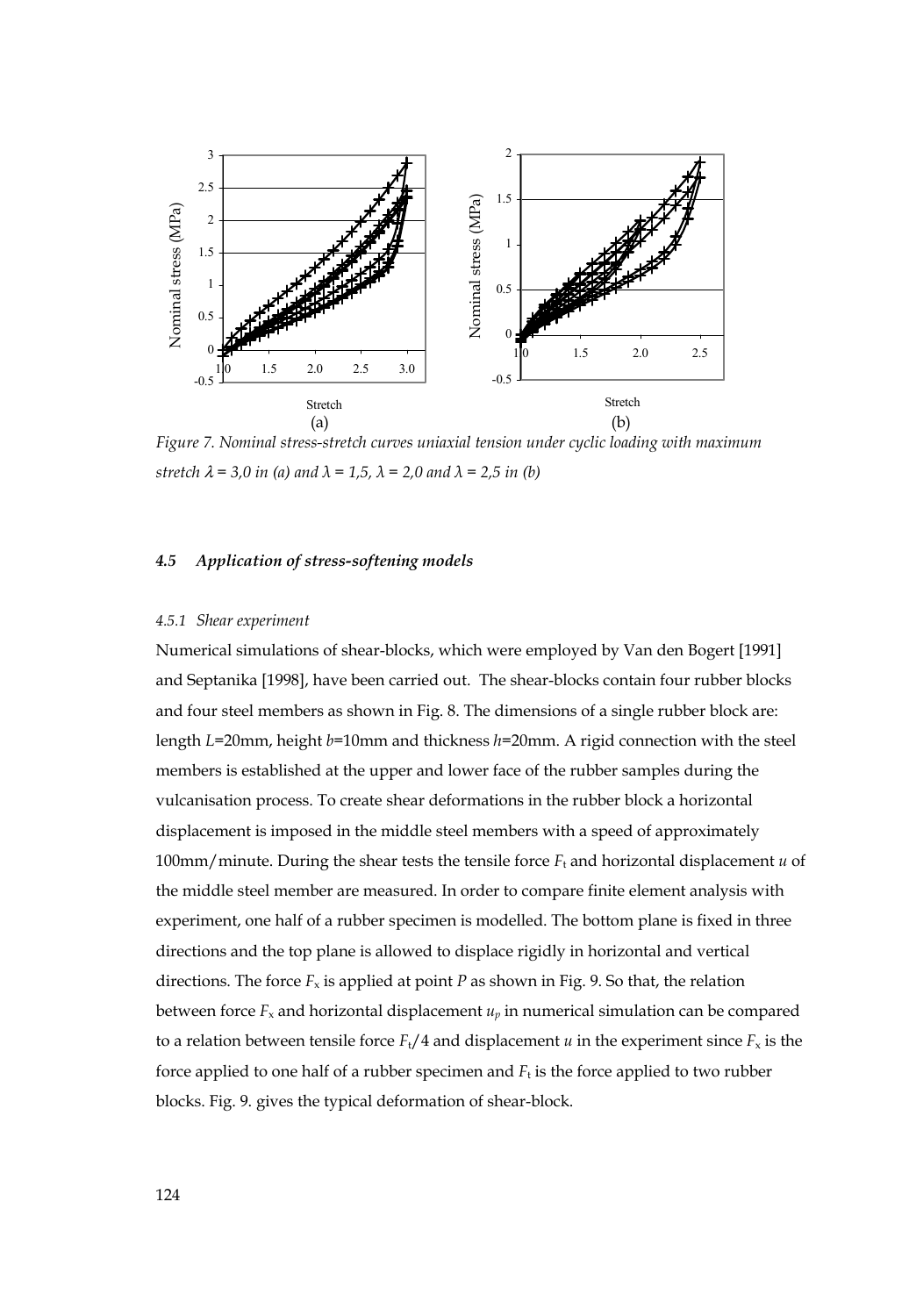*Figure 7. Nominal stress-stretch curves uniaxial tension under cyclic loading with maximum stretch $\lambda$ = 3,0 in (a) and $\lambda$ = 1,5, $\lambda$ = 2,0 and $\lambda$ = 2,5 in (b)*

### *4.5 Application of stress-softening models*

#### *4.5.1 Shear experiment*

Numerical simulations of shear-blocks, which were employed by Van den Bogert [1991] and Septanika [1998], have been carried out. The shear-blocks contain four rubber blocks and four steel members as shown in Fig. 8. The dimensions of a single rubber block are: length $L$=20mm, height $b$=10mm and thickness $h$=20mm. A rigid connection with the steel members is established at the upper and lower face of the rubber samples during the vulcanisation process. To create shear deformations in the rubber block a horizontal displacement is imposed in the middle steel members with a speed of approximately 100mm/minute. During the shear tests the tensile force $F_t$ and horizontal displacement $u$ of the middle steel member are measured. In order to compare finite element analysis with experiment, one half of a rubber specimen is modelled. The bottom plane is fixed in three directions and the top plane is allowed to displace rigidly in horizontal and vertical directions. The force $F_x$ is applied at point $P$ as shown in Fig. 9. So that, the relation between force $F_x$ and horizontal displacement $u_p$ in numerical simulation can be compared to a relation between tensile force $F_t/4$ and displacement $u$ in the experiment since $F_x$ is the force applied to one half of a rubber specimen and $F_t$ is the force applied to two rubber blocks. Fig. 9. gives the typical deformation of shear-block.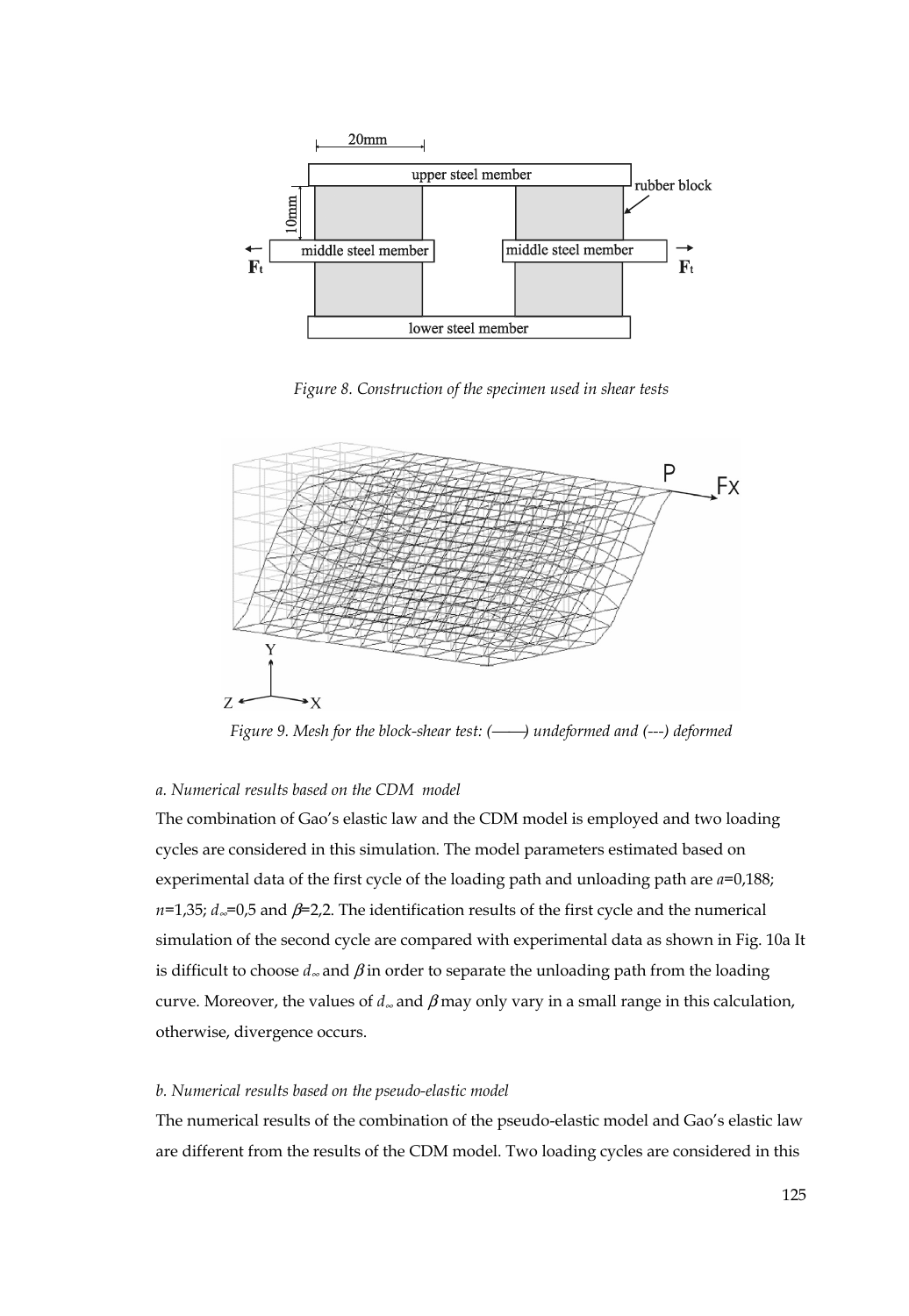Figure 8. Construction of the specimen used in shear tests

Figure 9. Mesh for the block-shear test: (——) undeformed and (---) deformed

*a. Numerical results based on the CDM model*

The combination of Gao's elastic law and the CDM model is employed and two loading cycles are considered in this simulation. The model parameters estimated based on experimental data of the first cycle of the loading path and unloading path are $a$=0,188; $n$=1,35; $d_\infty$=0,5 and $\beta$=2,2. The identification results of the first cycle and the numerical simulation of the second cycle are compared with experimental data as shown in Fig. 10a It is difficult to choose $d_\infty$ and $\beta$ in order to separate the unloading path from the loading curve. Moreover, the values of $d_\infty$ and $\beta$ may only vary in a small range in this calculation, otherwise, divergence occurs.

*b. Numerical results based on the pseudo-elastic model*

The numerical results of the combination of the pseudo-elastic model and Gao's elastic law are different from the results of the CDM model. Two loading cycles are considered in this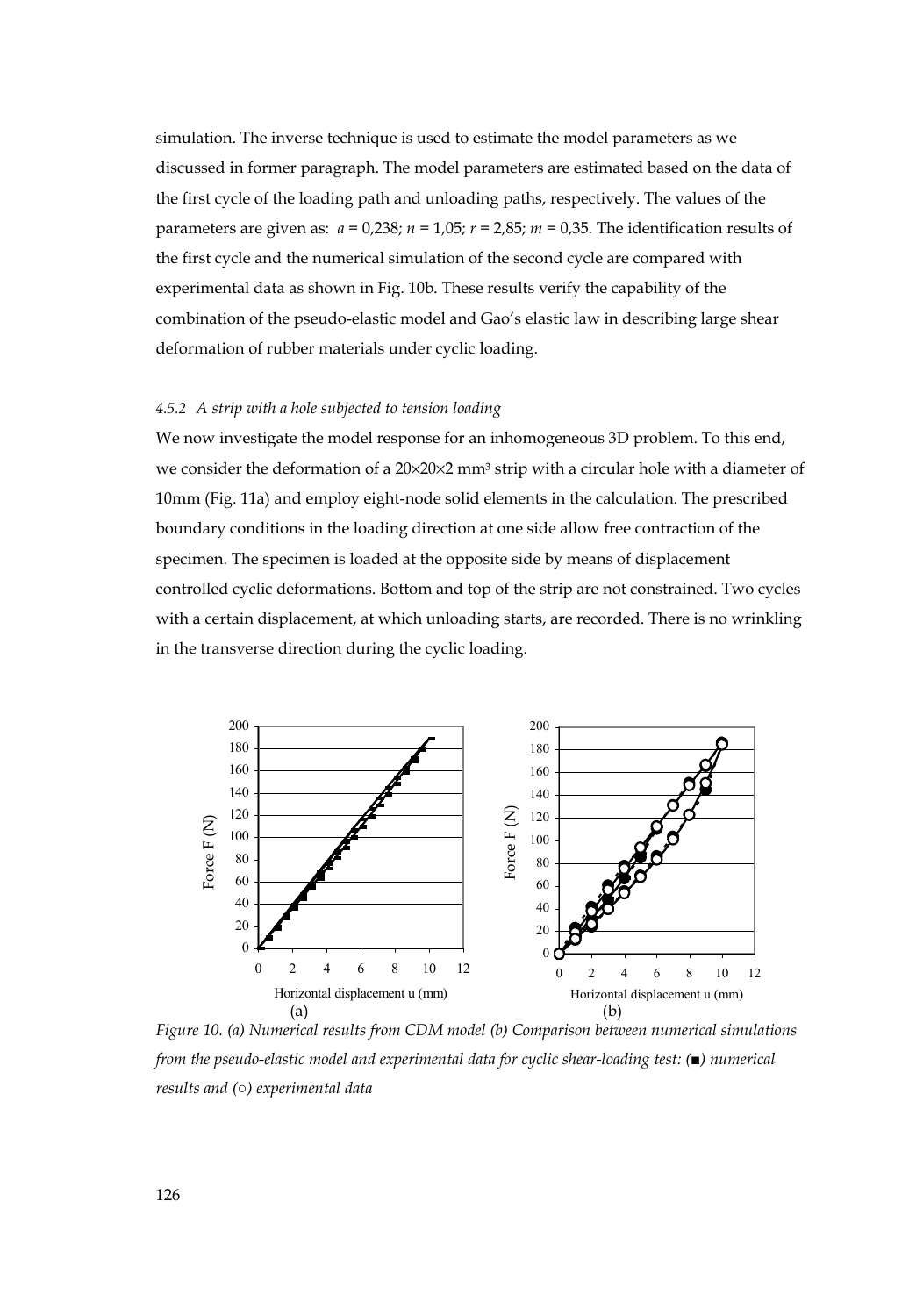simulation. The inverse technique is used to estimate the model parameters as we discussed in former paragraph. The model parameters are estimated based on the data of the first cycle of the loading path and unloading paths, respectively. The values of the parameters are given as: $a$ = 0,238; $n$ = 1,05; $r$ = 2,85; $m$ = 0,35. The identification results of the first cycle and the numerical simulation of the second cycle are compared with experimental data as shown in Fig. 10b. These results verify the capability of the combination of the pseudo-elastic model and Gao's elastic law in describing large shear deformation of rubber materials under cyclic loading.

#### *4.5.2 A strip with a hole subjected to tension loading*

We now investigate the model response for an inhomogeneous 3D problem. To this end, we consider the deformation of a 20×20×2 mm$^3$ strip with a circular hole with a diameter of 10mm (Fig. 11a) and employ eight-node solid elements in the calculation. The prescribed boundary conditions in the loading direction at one side allow free contraction of the specimen. The specimen is loaded at the opposite side by means of displacement controlled cyclic deformations. Bottom and top of the strip are not constrained. Two cycles with a certain displacement, at which unloading starts, are recorded. There is no wrinkling in the transverse direction during the cyclic loading.

*Figure 10. (a) Numerical results from CDM model (b) Comparison between numerical simulations from the pseudo-elastic model and experimental data for cyclic shear-loading test: (■) numerical results and (○) experimental data*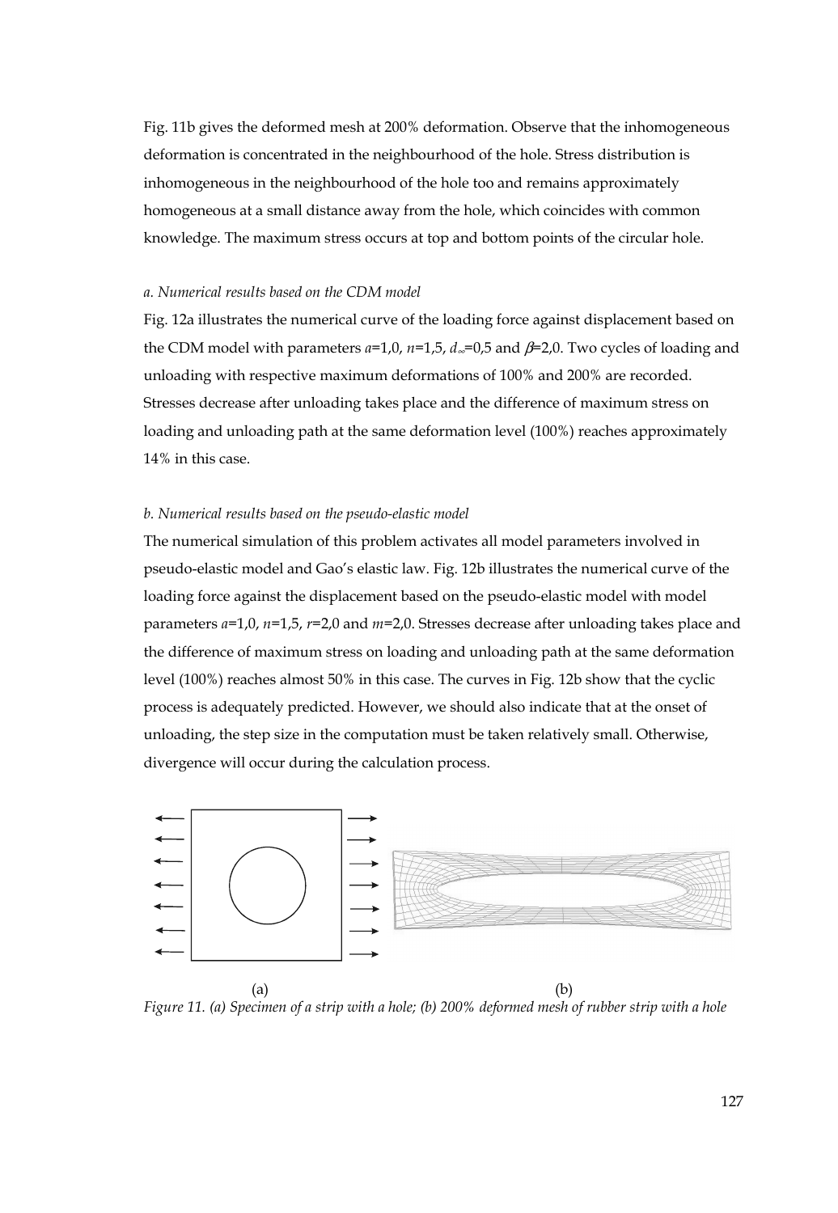Fig. 11b gives the deformed mesh at 200% deformation. Observe that the inhomogeneous deformation is concentrated in the neighbourhood of the hole. Stress distribution is inhomogeneous in the neighbourhood of the hole too and remains approximately homogeneous at a small distance away from the hole, which coincides with common knowledge. The maximum stress occurs at top and bottom points of the circular hole.

*a. Numerical results based on the CDM model*

Fig. 12a illustrates the numerical curve of the loading force against displacement based on the CDM model with parameters $a$=1,0, $n$=1,5, $d_\infty$=0,5 and $\beta$=2,0. Two cycles of loading and unloading with respective maximum deformations of 100% and 200% are recorded. Stresses decrease after unloading takes place and the difference of maximum stress on loading and unloading path at the same deformation level (100%) reaches approximately 14% in this case.

*b. Numerical results based on the pseudo-elastic model*

The numerical simulation of this problem activates all model parameters involved in pseudo-elastic model and Gao's elastic law. Fig. 12b illustrates the numerical curve of the loading force against the displacement based on the pseudo-elastic model with model parameters $a$=1,0, $n$=1,5, $r$=2,0 and $m$=2,0. Stresses decrease after unloading takes place and the difference of maximum stress on loading and unloading path at the same deformation level (100%) reaches almost 50% in this case. The curves in Fig. 12b show that the cyclic process is adequately predicted. However, we should also indicate that at the onset of unloading, the step size in the computation must be taken relatively small. Otherwise, divergence will occur during the calculation process.

(a) (b)

*Figure 11. (a) Specimen of a strip with a hole; (b) 200% deformed mesh of rubber strip with a hole*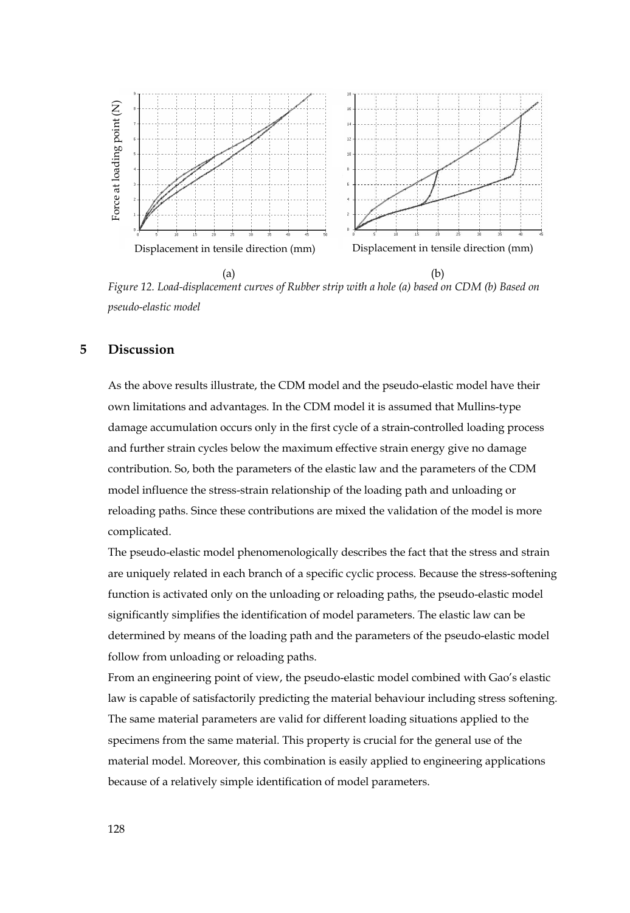Figure 12. Load-displacement curves of Rubber strip with a hole (a) based on CDM (b) Based on pseudo-elastic model

## 5 Discussion

As the above results illustrate, the CDM model and the pseudo-elastic model have their own limitations and advantages. In the CDM model it is assumed that Mullins-type damage accumulation occurs only in the first cycle of a strain-controlled loading process and further strain cycles below the maximum effective strain energy give no damage contribution. So, both the parameters of the elastic law and the parameters of the CDM model influence the stress-strain relationship of the loading path and unloading or reloading paths. Since these contributions are mixed the validation of the model is more complicated.

The pseudo-elastic model phenomenologically describes the fact that the stress and strain are uniquely related in each branch of a specific cyclic process. Because the stress-softening function is activated only on the unloading or reloading paths, the pseudo-elastic model significantly simplifies the identification of model parameters. The elastic law can be determined by means of the loading path and the parameters of the pseudo-elastic model follow from unloading or reloading paths.

From an engineering point of view, the pseudo-elastic model combined with Gao's elastic law is capable of satisfactorily predicting the material behaviour including stress softening. The same material parameters are valid for different loading situations applied to the specimens from the same material. This property is crucial for the general use of the material model. Moreover, this combination is easily applied to engineering applications because of a relatively simple identification of model parameters.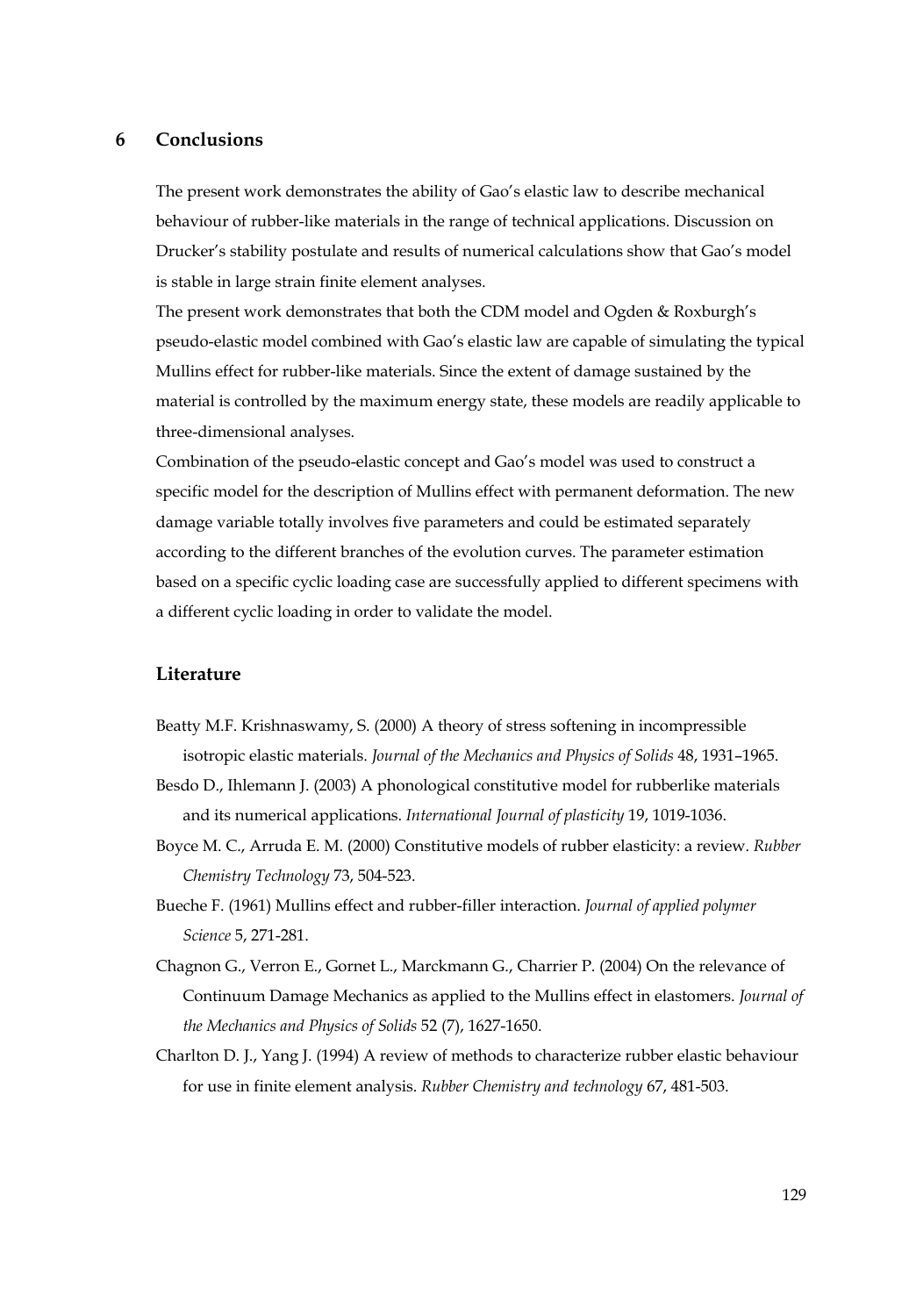## 6 Conclusions

The present work demonstrates the ability of Gao's elastic law to describe mechanical behaviour of rubber-like materials in the range of technical applications. Discussion on Drucker's stability postulate and results of numerical calculations show that Gao's model is stable in large strain finite element analyses.

The present work demonstrates that both the CDM model and Ogden & Roxburgh's pseudo-elastic model combined with Gao's elastic law are capable of simulating the typical Mullins effect for rubber-like materials. Since the extent of damage sustained by the material is controlled by the maximum energy state, these models are readily applicable to three-dimensional analyses.

Combination of the pseudo-elastic concept and Gao's model was used to construct a specific model for the description of Mullins effect with permanent deformation. The new damage variable totally involves five parameters and could be estimated separately according to the different branches of the evolution curves. The parameter estimation based on a specific cyclic loading case are successfully applied to different specimens with a different cyclic loading in order to validate the model.

## Literature

Beatty M.F. Krishnaswamy, S. (2000) A theory of stress softening in incompressible isotropic elastic materials. *Journal of the Mechanics and Physics of Solids* 48, 1931–1965.

Besdo D., Ihlemann J. (2003) A phonological constitutive model for rubberlike materials and its numerical applications. *International Journal of plasticity* 19, 1019-1036.

Boyce M. C., Arruda E. M. (2000) Constitutive models of rubber elasticity: a review. *Rubber Chemistry Technology* 73, 504-523.

Bueche F. (1961) Mullins effect and rubber-filler interaction. *Journal of applied polymer Science* 5, 271-281.

Chagnon G., Verron E., Gornet L., Marckmann G., Charrier P. (2004) On the relevance of Continuum Damage Mechanics as applied to the Mullins effect in elastomers. *Journal of the Mechanics and Physics of Solids* 52 (7), 1627-1650.

Charlton D. J., Yang J. (1994) A review of methods to characterize rubber elastic behaviour for use in finite element analysis. *Rubber Chemistry and technology* 67, 481-503.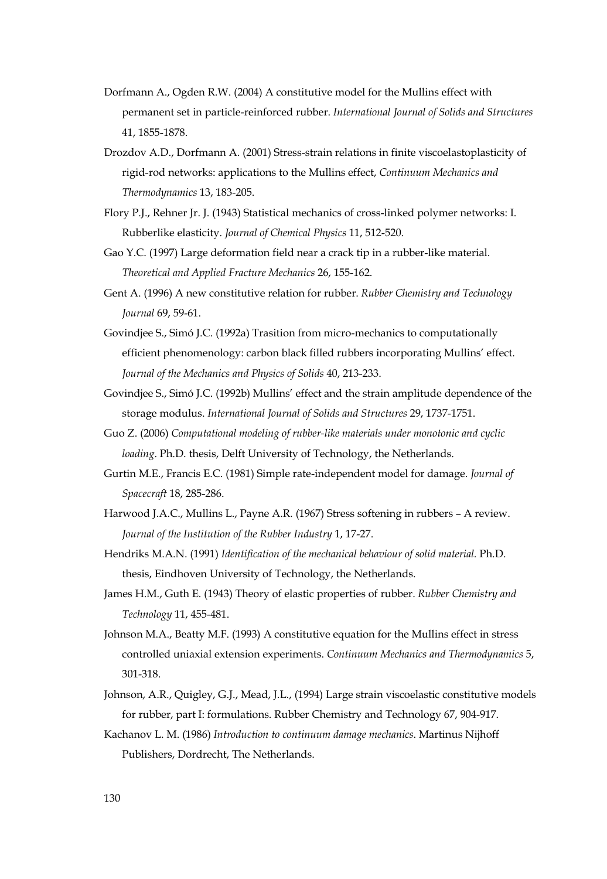Dorfmann A., Ogden R.W. (2004) A constitutive model for the Mullins effect with permanent set in particle-reinforced rubber. *International Journal of Solids and Structures* 41, 1855-1878.

Drozdov A.D., Dorfmann A. (2001) Stress-strain relations in finite viscoelastoplasticity of rigid-rod networks: applications to the Mullins effect, *Continuum Mechanics and Thermodynamics* 13, 183-205.

Flory P.J., Rehner Jr. J. (1943) Statistical mechanics of cross-linked polymer networks: I. Rubberlike elasticity. *Journal of Chemical Physics* 11, 512-520.

Gao Y.C. (1997) Large deformation field near a crack tip in a rubber-like material. *Theoretical and Applied Fracture Mechanics* 26, 155-162.

Gent A. (1996) A new constitutive relation for rubber. *Rubber Chemistry and Technology Journal* 69, 59-61.

Govindjee S., Simó J.C. (1992a) Trasition from micro-mechanics to computationally efficient phenomenology: carbon black filled rubbers incorporating Mullins' effect. *Journal of the Mechanics and Physics of Solids* 40, 213-233.

Govindjee S., Simó J.C. (1992b) Mullins' effect and the strain amplitude dependence of the storage modulus. *International Journal of Solids and Structures* 29, 1737-1751.

Guo Z. (2006) *Computational modeling of rubber-like materials under monotonic and cyclic loading*. Ph.D. thesis, Delft University of Technology, the Netherlands.

Gurtin M.E., Francis E.C. (1981) Simple rate-independent model for damage. *Journal of Spacecraft* 18, 285-286.

Harwood J.A.C., Mullins L., Payne A.R. (1967) Stress softening in rubbers – A review. *Journal of the Institution of the Rubber Industry* 1, 17-27.

Hendriks M.A.N. (1991) *Identification of the mechanical behaviour of solid material*. Ph.D. thesis, Eindhoven University of Technology, the Netherlands.

James H.M., Guth E. (1943) Theory of elastic properties of rubber. *Rubber Chemistry and Technology* 11, 455-481.

Johnson M.A., Beatty M.F. (1993) A constitutive equation for the Mullins effect in stress controlled uniaxial extension experiments. *Continuum Mechanics and Thermodynamics* 5, 301-318.

Johnson, A.R., Quigley, G.J., Mead, J.L., (1994) Large strain viscoelastic constitutive models for rubber, part I: formulations. Rubber Chemistry and Technology 67, 904-917.

Kachanov L. M. (1986) *Introduction to continuum damage mechanics*. Martinus Nijhoff Publishers, Dordrecht, The Netherlands.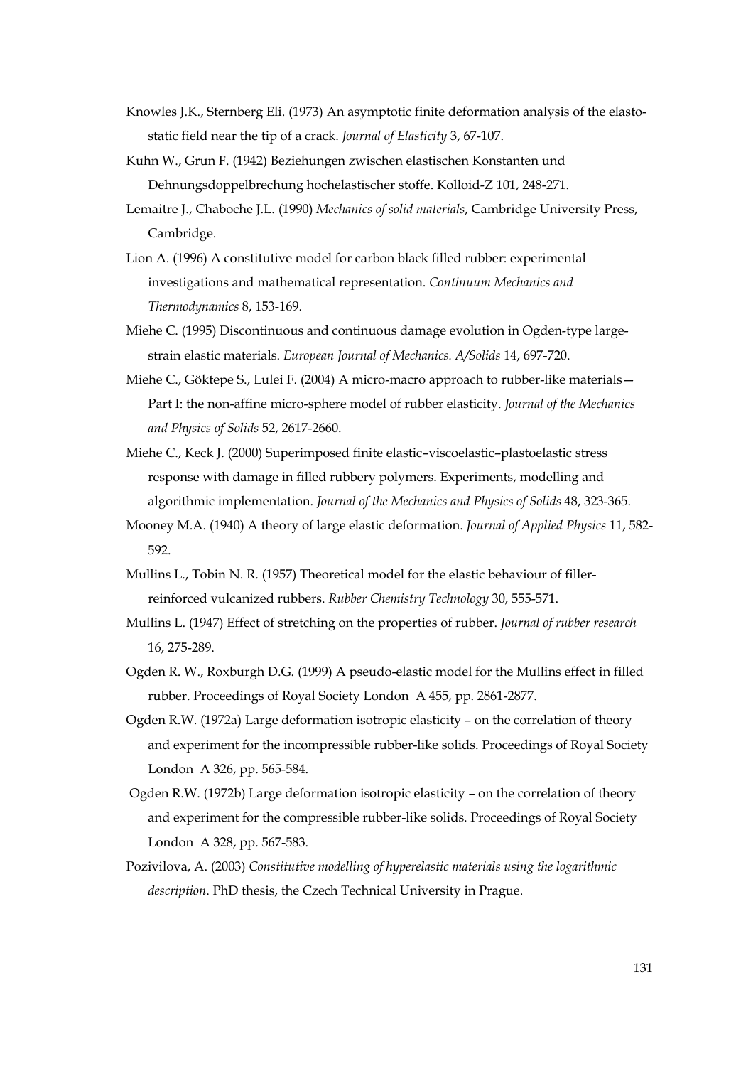Knowles J.K., Sternberg Eli. (1973) An asymptotic finite deformation analysis of the elastostatic field near the tip of a crack. *Journal of Elasticity* 3, 67-107.

Kuhn W., Grun F. (1942) Beziehungen zwischen elastischen Konstanten und Dehnungsdoppelbrechung hochelastischer stoffe. Kolloid-Z 101, 248-271.

Lemaitre J., Chaboche J.L. (1990) *Mechanics of solid materials*, Cambridge University Press, Cambridge.

Lion A. (1996) A constitutive model for carbon black filled rubber: experimental investigations and mathematical representation. *Continuum Mechanics and Thermodynamics* 8, 153-169.

Miehe C. (1995) Discontinuous and continuous damage evolution in Ogden-type large-strain elastic materials. *European Journal of Mechanics. A/Solids* 14, 697-720.

Miehe C., Göktepe S., Lulei F. (2004) A micro-macro approach to rubber-like materials—Part I: the non-affine micro-sphere model of rubber elasticity. *Journal of the Mechanics and Physics of Solids* 52, 2617-2660.

Miehe C., Keck J. (2000) Superimposed finite elastic–viscoelastic–plastoelastic stress response with damage in filled rubbery polymers. Experiments, modelling and algorithmic implementation. *Journal of the Mechanics and Physics of Solids* 48, 323-365.

Mooney M.A. (1940) A theory of large elastic deformation. *Journal of Applied Physics* 11, 582-592.

Mullins L., Tobin N. R. (1957) Theoretical model for the elastic behaviour of filler-reinforced vulcanized rubbers. *Rubber Chemistry Technology* 30, 555-571.

Mullins L. (1947) Effect of stretching on the properties of rubber. *Journal of rubber research* 16, 275-289.

Ogden R. W., Roxburgh D.G. (1999) A pseudo-elastic model for the Mullins effect in filled rubber. Proceedings of Royal Society London A 455, pp. 2861-2877.

Ogden R.W. (1972a) Large deformation isotropic elasticity – on the correlation of theory and experiment for the incompressible rubber-like solids. Proceedings of Royal Society London A 326, pp. 565-584.

Ogden R.W. (1972b) Large deformation isotropic elasticity – on the correlation of theory and experiment for the compressible rubber-like solids. Proceedings of Royal Society London A 328, pp. 567-583.

Pozivilova, A. (2003) *Constitutive modelling of hyperelastic materials using the logarithmic description*. PhD thesis, the Czech Technical University in Prague.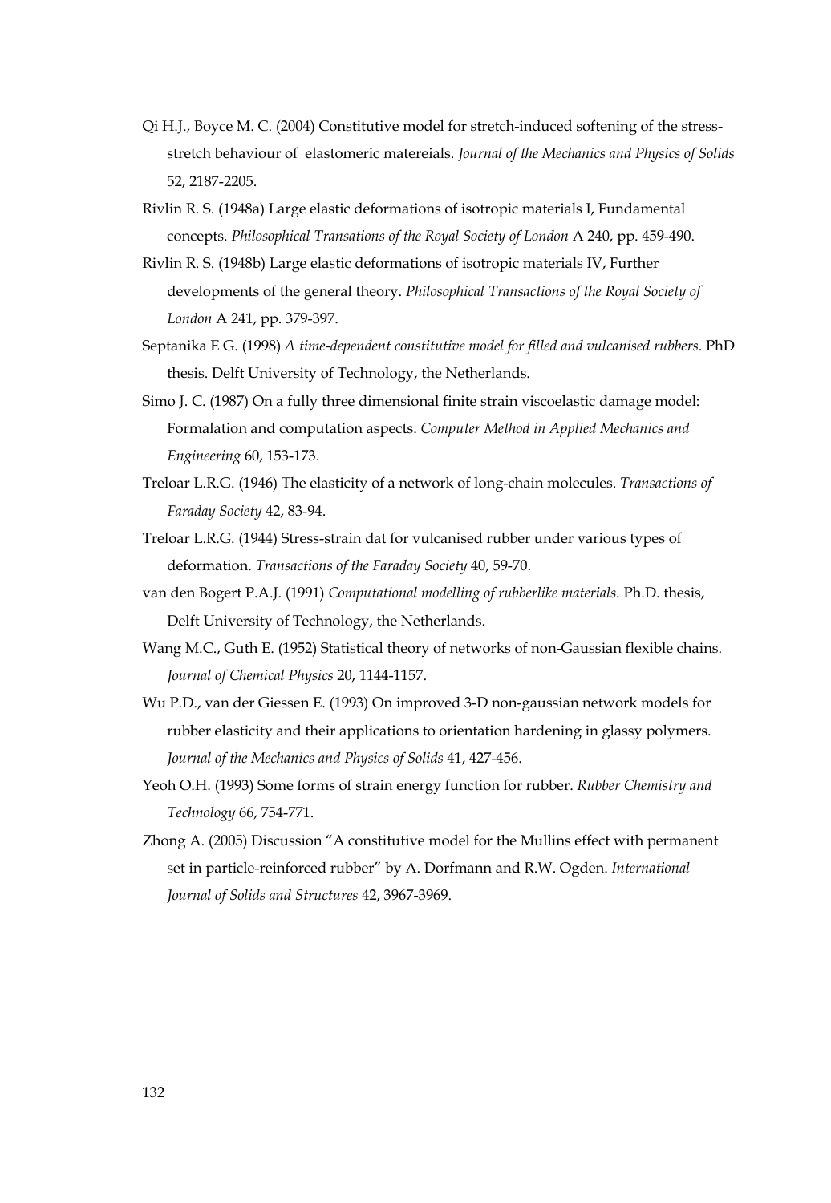Qi H.J., Boyce M. C. (2004) Constitutive model for stretch-induced softening of the stress-stretch behaviour of elastomeric matereials. *Journal of the Mechanics and Physics of Solids* 52, 2187-2205.

Rivlin R. S. (1948a) Large elastic deformations of isotropic materials I, Fundamental concepts. *Philosophical Transations of the Royal Society of London* A 240, pp. 459-490.

Rivlin R. S. (1948b) Large elastic deformations of isotropic materials IV, Further developments of the general theory. *Philosophical Transactions of the Royal Society of London* A 241, pp. 379-397.

Septanika E G. (1998) *A time-dependent constitutive model for filled and vulcanised rubbers*. PhD thesis. Delft University of Technology, the Netherlands.

Simo J. C. (1987) On a fully three dimensional finite strain viscoelastic damage model: Formalation and computation aspects. *Computer Method in Applied Mechanics and Engineering* 60, 153-173.

Treloar L.R.G. (1946) The elasticity of a network of long-chain molecules. *Transactions of Faraday Society* 42, 83-94.

Treloar L.R.G. (1944) Stress-strain dat for vulcanised rubber under various types of deformation. *Transactions of the Faraday Society* 40, 59-70.

van den Bogert P.A.J. (1991) *Computational modelling of rubberlike materials*. Ph.D. thesis, Delft University of Technology, the Netherlands.

Wang M.C., Guth E. (1952) Statistical theory of networks of non-Gaussian flexible chains. *Journal of Chemical Physics* 20, 1144-1157.

Wu P.D., van der Giessen E. (1993) On improved 3-D non-gaussian network models for rubber elasticity and their applications to orientation hardening in glassy polymers. *Journal of the Mechanics and Physics of Solids* 41, 427-456.

Yeoh O.H. (1993) Some forms of strain energy function for rubber. *Rubber Chemistry and Technology* 66, 754-771.

Zhong A. (2005) Discussion "A constitutive model for the Mullins effect with permanent set in particle-reinforced rubber" by A. Dorfmann and R.W. Ogden. *International Journal of Solids and Structures* 42, 3967-3969.